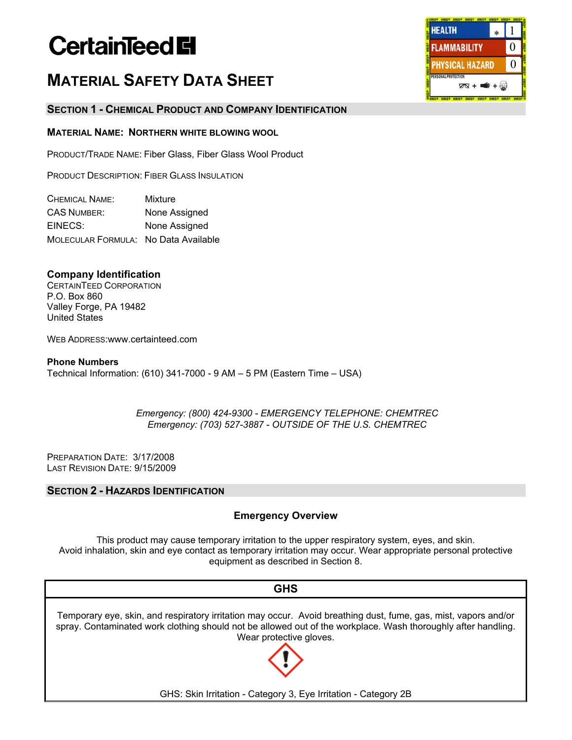CertainTeed

# Material Safety Data Sheet

| HMIS | | |
|---|---|---|
| HEALTH | * | 1 |
| FLAMMABILITY | | 0 |
| PHYSICAL HAZARD | | 0 |
| PERSONAL PROTECTION | | |

## Section 1 - Chemical Product and Company Identification

**Material Name: Northern white blowing wool**

Product/Trade Name: Fiber Glass, Fiber Glass Wool Product

Product Description: Fiber Glass Insulation

| | |
|---|---|
| Chemical Name: | Mixture |
| CAS Number: | None Assigned |
| EINECS: | None Assigned |
| Molecular Formula: | No Data Available |

**Company Identification**
CertainTeed Corporation
P.O. Box 860
Valley Forge, PA 19482
United States

Web Address:www.certainteed.com

**Phone Numbers**
Technical Information: (610) 341-7000 - 9 AM – 5 PM (Eastern Time – USA)

*Emergency: (800) 424-9300 - EMERGENCY TELEPHONE: CHEMTREC*
*Emergency: (703) 527-3887 - OUTSIDE OF THE U.S. CHEMTREC*

Preparation Date: 3/17/2008
Last Revision Date: 9/15/2009

## Section 2 - Hazards Identification

**Emergency Overview**

This product may cause temporary irritation to the upper respiratory system, eyes, and skin. Avoid inhalation, skin and eye contact as temporary irritation may occur. Wear appropriate personal protective equipment as described in Section 8.

**GHS**

Temporary eye, skin, and respiratory irritation may occur. Avoid breathing dust, fume, gas, mist, vapors and/or spray. Contaminated work clothing should not be allowed out of the workplace. Wash thoroughly after handling. Wear protective gloves.

GHS: Skin Irritation - Category 3, Eye Irritation - Category 2B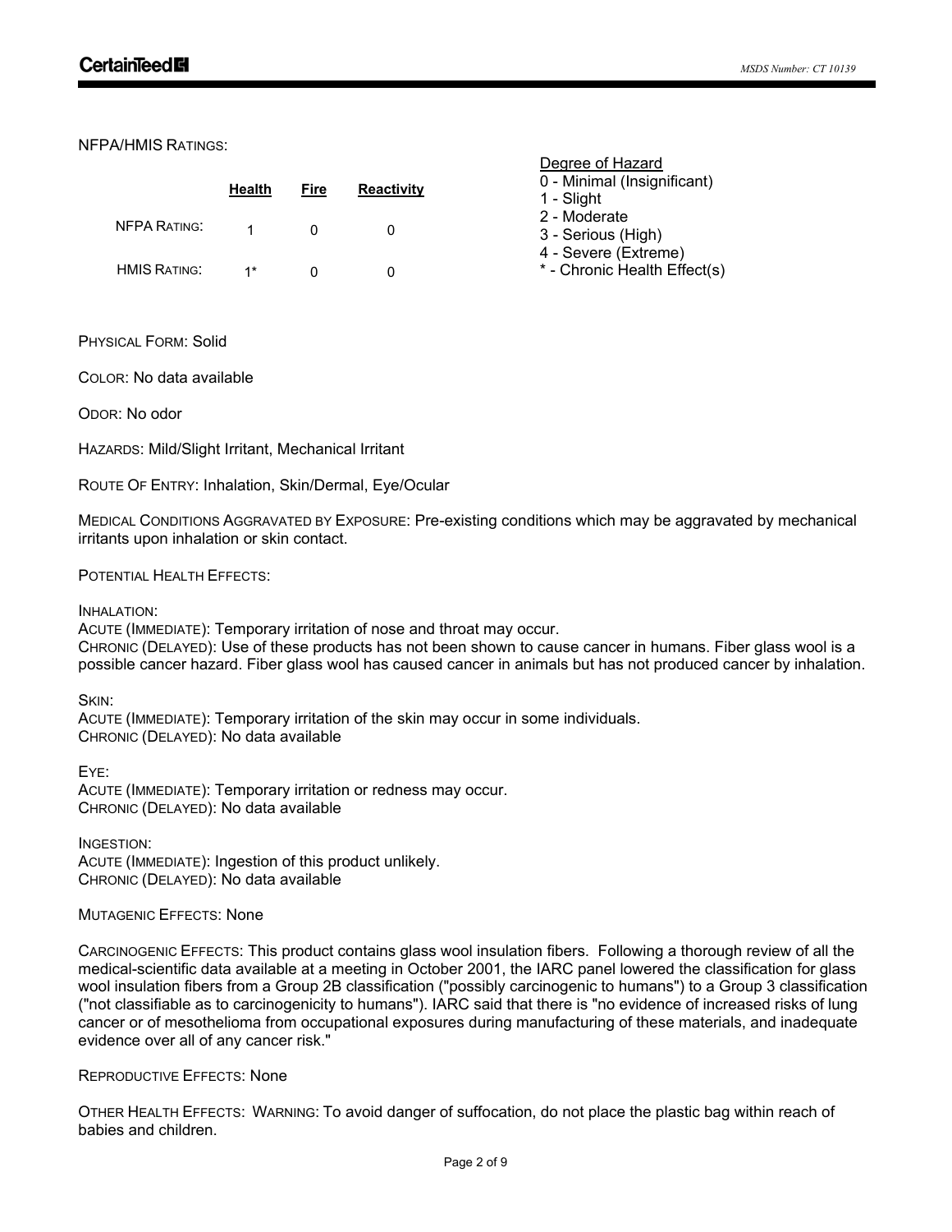NFPA/HMIS RATINGS:

| | Health | Fire | Reactivity |
|---|---|---|---|
| NFPA RATING: | 1 | 0 | 0 |
| HMIS RATING: | 1* | 0 | 0 |

Degree of Hazard
0 - Minimal (Insignificant)
1 - Slight
2 - Moderate
3 - Serious (High)
4 - Severe (Extreme)
* - Chronic Health Effect(s)

PHYSICAL FORM: Solid

COLOR: No data available

ODOR: No odor

HAZARDS: Mild/Slight Irritant, Mechanical Irritant

ROUTE OF ENTRY: Inhalation, Skin/Dermal, Eye/Ocular

MEDICAL CONDITIONS AGGRAVATED BY EXPOSURE: Pre-existing conditions which may be aggravated by mechanical irritants upon inhalation or skin contact.

POTENTIAL HEALTH EFFECTS:

INHALATION:
ACUTE (IMMEDIATE): Temporary irritation of nose and throat may occur.
CHRONIC (DELAYED): Use of these products has not been shown to cause cancer in humans. Fiber glass wool is a possible cancer hazard. Fiber glass wool has caused cancer in animals but has not produced cancer by inhalation.

SKIN:
ACUTE (IMMEDIATE): Temporary irritation of the skin may occur in some individuals.
CHRONIC (DELAYED): No data available

EYE:
ACUTE (IMMEDIATE): Temporary irritation or redness may occur.
CHRONIC (DELAYED): No data available

INGESTION:
ACUTE (IMMEDIATE): Ingestion of this product unlikely.
CHRONIC (DELAYED): No data available

MUTAGENIC EFFECTS: None

CARCINOGENIC EFFECTS: This product contains glass wool insulation fibers. Following a thorough review of all the medical-scientific data available at a meeting in October 2001, the IARC panel lowered the classification for glass wool insulation fibers from a Group 2B classification ("possibly carcinogenic to humans") to a Group 3 classification ("not classifiable as to carcinogenicity to humans"). IARC said that there is "no evidence of increased risks of lung cancer or of mesothelioma from occupational exposures during manufacturing of these materials, and inadequate evidence over all of any cancer risk."

REPRODUCTIVE EFFECTS: None

OTHER HEALTH EFFECTS: WARNING: To avoid danger of suffocation, do not place the plastic bag within reach of babies and children.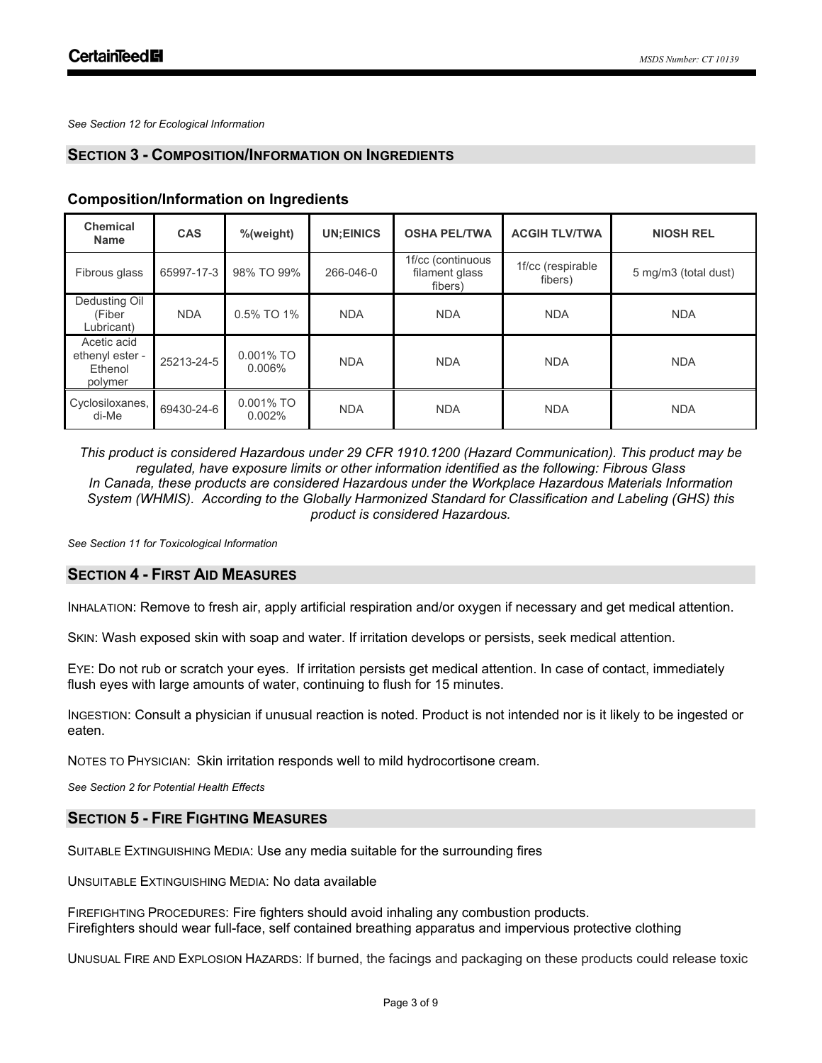*See Section 12 for Ecological Information*

## SECTION 3 - COMPOSITION/INFORMATION ON INGREDIENTS

### Composition/Information on Ingredients

| Chemical Name | CAS | %(weight) | UN;EINICS | OSHA PEL/TWA | ACGIH TLV/TWA | NIOSH REL |
|---|---|---|---|---|---|---|
| Fibrous glass | 65997-17-3 | 98% TO 99% | 266-046-0 | 1f/cc (continuous filament glass fibers) | 1f/cc (respirable fibers) | 5 mg/m3 (total dust) |
| Dedusting Oil (Fiber Lubricant) | NDA | 0.5% TO 1% | NDA | NDA | NDA | NDA |
| Acetic acid ethenyl ester - Ethenol polymer | 25213-24-5 | 0.001% TO 0.006% | NDA | NDA | NDA | NDA |
| Cyclosiloxanes, di-Me | 69430-24-6 | 0.001% TO 0.002% | NDA | NDA | NDA | NDA |

*This product is considered Hazardous under 29 CFR 1910.1200 (Hazard Communication). This product may be regulated, have exposure limits or other information identified as the following: Fibrous Glass*
*In Canada, these products are considered Hazardous under the Workplace Hazardous Materials Information System (WHMIS). According to the Globally Harmonized Standard for Classification and Labeling (GHS) this product is considered Hazardous.*

*See Section 11 for Toxicological Information*

## SECTION 4 - FIRST AID MEASURES

INHALATION: Remove to fresh air, apply artificial respiration and/or oxygen if necessary and get medical attention.

SKIN: Wash exposed skin with soap and water. If irritation develops or persists, seek medical attention.

EYE: Do not rub or scratch your eyes. If irritation persists get medical attention. In case of contact, immediately flush eyes with large amounts of water, continuing to flush for 15 minutes.

INGESTION: Consult a physician if unusual reaction is noted. Product is not intended nor is it likely to be ingested or eaten.

NOTES TO PHYSICIAN: Skin irritation responds well to mild hydrocortisone cream.

*See Section 2 for Potential Health Effects*

## SECTION 5 - FIRE FIGHTING MEASURES

SUITABLE EXTINGUISHING MEDIA: Use any media suitable for the surrounding fires

UNSUITABLE EXTINGUISHING MEDIA: No data available

FIREFIGHTING PROCEDURES: Fire fighters should avoid inhaling any combustion products.
Firefighters should wear full-face, self contained breathing apparatus and impervious protective clothing

UNUSUAL FIRE AND EXPLOSION HAZARDS: If burned, the facings and packaging on these products could release toxic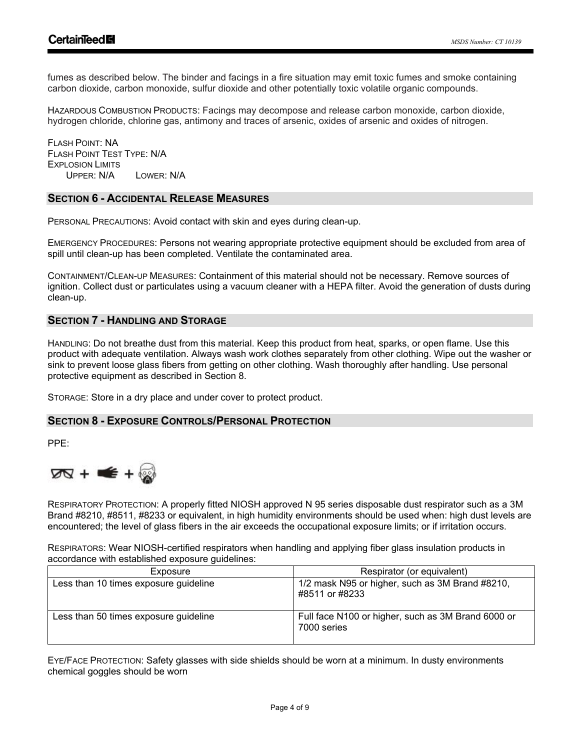fumes as described below. The binder and facings in a fire situation may emit toxic fumes and smoke containing carbon dioxide, carbon monoxide, sulfur dioxide and other potentially toxic volatile organic compounds.

HAZARDOUS COMBUSTION PRODUCTS: Facings may decompose and release carbon monoxide, carbon dioxide, hydrogen chloride, chlorine gas, antimony and traces of arsenic, oxides of arsenic and oxides of nitrogen.

FLASH POINT: NA
FLASH POINT TEST TYPE: N/A
EXPLOSION LIMITS
UPPER: N/A LOWER: N/A

## SECTION 6 - ACCIDENTAL RELEASE MEASURES

PERSONAL PRECAUTIONS: Avoid contact with skin and eyes during clean-up.

EMERGENCY PROCEDURES: Persons not wearing appropriate protective equipment should be excluded from area of spill until clean-up has been completed. Ventilate the contaminated area.

CONTAINMENT/CLEAN-UP MEASURES: Containment of this material should not be necessary. Remove sources of ignition. Collect dust or particulates using a vacuum cleaner with a HEPA filter. Avoid the generation of dusts during clean-up.

## SECTION 7 - HANDLING AND STORAGE

HANDLING: Do not breathe dust from this material. Keep this product from heat, sparks, or open flame. Use this product with adequate ventilation. Always wash work clothes separately from other clothing. Wipe out the washer or sink to prevent loose glass fibers from getting on other clothing. Wash thoroughly after handling. Use personal protective equipment as described in Section 8.

STORAGE: Store in a dry place and under cover to protect product.

## SECTION 8 - EXPOSURE CONTROLS/PERSONAL PROTECTION

PPE:

RESPIRATORY PROTECTION: A properly fitted NIOSH approved N 95 series disposable dust respirator such as a 3M Brand #8210, #8511, #8233 or equivalent, in high humidity environments should be used when: high dust levels are encountered; the level of glass fibers in the air exceeds the occupational exposure limits; or if irritation occurs.

RESPIRATORS: Wear NIOSH-certified respirators when handling and applying fiber glass insulation products in accordance with established exposure guidelines:

| Exposure | Respirator (or equivalent) |
|---|---|
| Less than 10 times exposure guideline | 1/2 mask N95 or higher, such as 3M Brand #8210, #8511 or #8233 |
| Less than 50 times exposure guideline | Full face N100 or higher, such as 3M Brand 6000 or 7000 series |

EYE/FACE PROTECTION: Safety glasses with side shields should be worn at a minimum. In dusty environments chemical goggles should be worn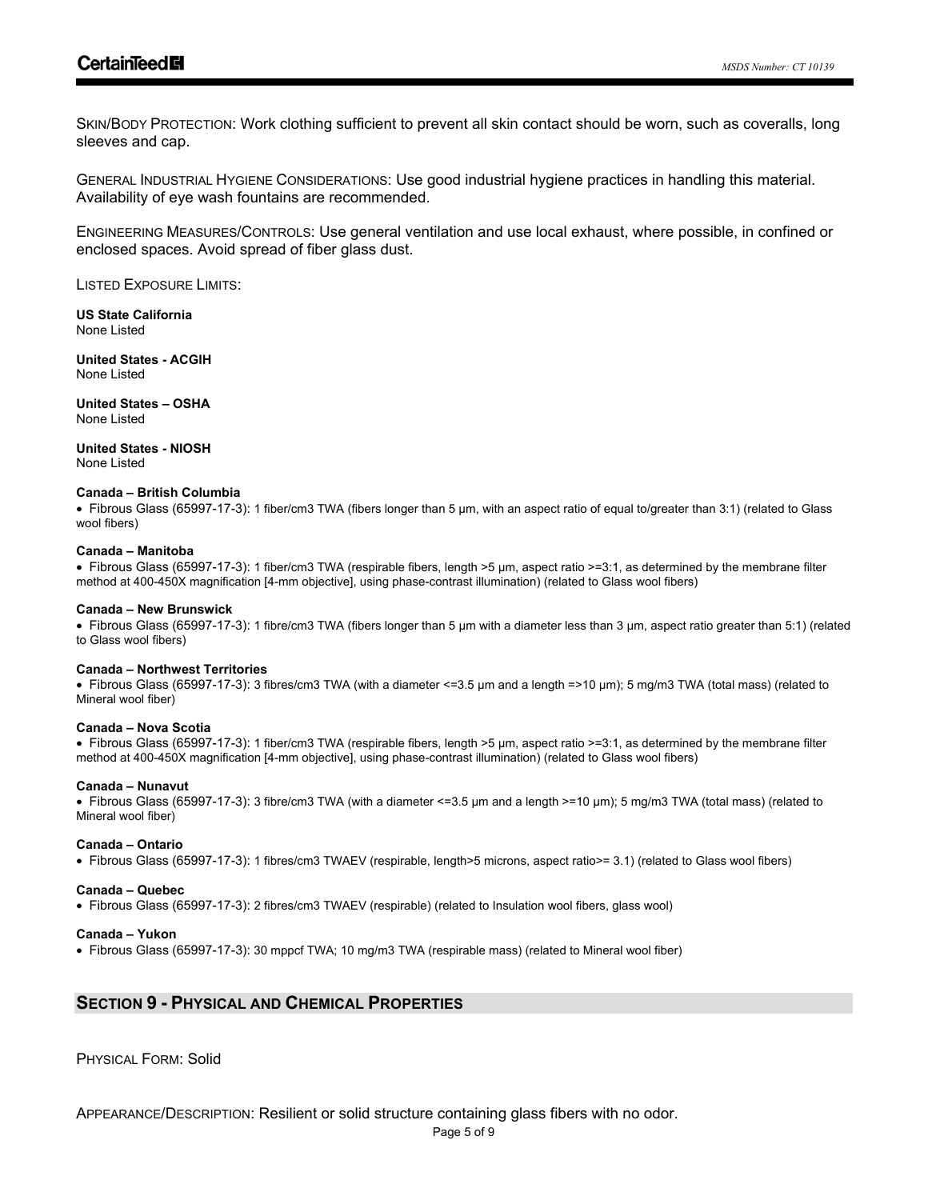SKIN/BODY PROTECTION: Work clothing sufficient to prevent all skin contact should be worn, such as coveralls, long sleeves and cap.

GENERAL INDUSTRIAL HYGIENE CONSIDERATIONS: Use good industrial hygiene practices in handling this material. Availability of eye wash fountains are recommended.

ENGINEERING MEASURES/CONTROLS: Use general ventilation and use local exhaust, where possible, in confined or enclosed spaces. Avoid spread of fiber glass dust.

LISTED EXPOSURE LIMITS:

**US State California**
None Listed

**United States - ACGIH**
None Listed

**United States – OSHA**
None Listed

**United States - NIOSH**
None Listed

**Canada – British Columbia**

- Fibrous Glass (65997-17-3): 1 fiber/cm3 TWA (fibers longer than 5 µm, with an aspect ratio of equal to/greater than 3:1) (related to Glass wool fibers)

**Canada – Manitoba**

- Fibrous Glass (65997-17-3): 1 fiber/cm3 TWA (respirable fibers, length >5 µm, aspect ratio >=3:1, as determined by the membrane filter method at 400-450X magnification [4-mm objective], using phase-contrast illumination) (related to Glass wool fibers)

**Canada – New Brunswick**

- Fibrous Glass (65997-17-3): 1 fibre/cm3 TWA (fibers longer than 5 µm with a diameter less than 3 µm, aspect ratio greater than 5:1) (related to Glass wool fibers)

**Canada – Northwest Territories**

- Fibrous Glass (65997-17-3): 3 fibres/cm3 TWA (with a diameter <=3.5 µm and a length =>10 µm); 5 mg/m3 TWA (total mass) (related to Mineral wool fiber)

**Canada – Nova Scotia**

- Fibrous Glass (65997-17-3): 1 fiber/cm3 TWA (respirable fibers, length >5 µm, aspect ratio >=3:1, as determined by the membrane filter method at 400-450X magnification [4-mm objective], using phase-contrast illumination) (related to Glass wool fibers)

**Canada – Nunavut**

- Fibrous Glass (65997-17-3): 3 fibre/cm3 TWA (with a diameter <=3.5 µm and a length >=10 µm); 5 mg/m3 TWA (total mass) (related to Mineral wool fiber)

**Canada – Ontario**

- Fibrous Glass (65997-17-3): 1 fibres/cm3 TWAEV (respirable, length>5 microns, aspect ratio>= 3.1) (related to Glass wool fibers)

**Canada – Quebec**

- Fibrous Glass (65997-17-3): 2 fibres/cm3 TWAEV (respirable) (related to Insulation wool fibers, glass wool)

**Canada – Yukon**

- Fibrous Glass (65997-17-3): 30 mppcf TWA; 10 mg/m3 TWA (respirable mass) (related to Mineral wool fiber)

## SECTION 9 - PHYSICAL AND CHEMICAL PROPERTIES

PHYSICAL FORM: Solid

APPEARANCE/DESCRIPTION: Resilient or solid structure containing glass fibers with no odor.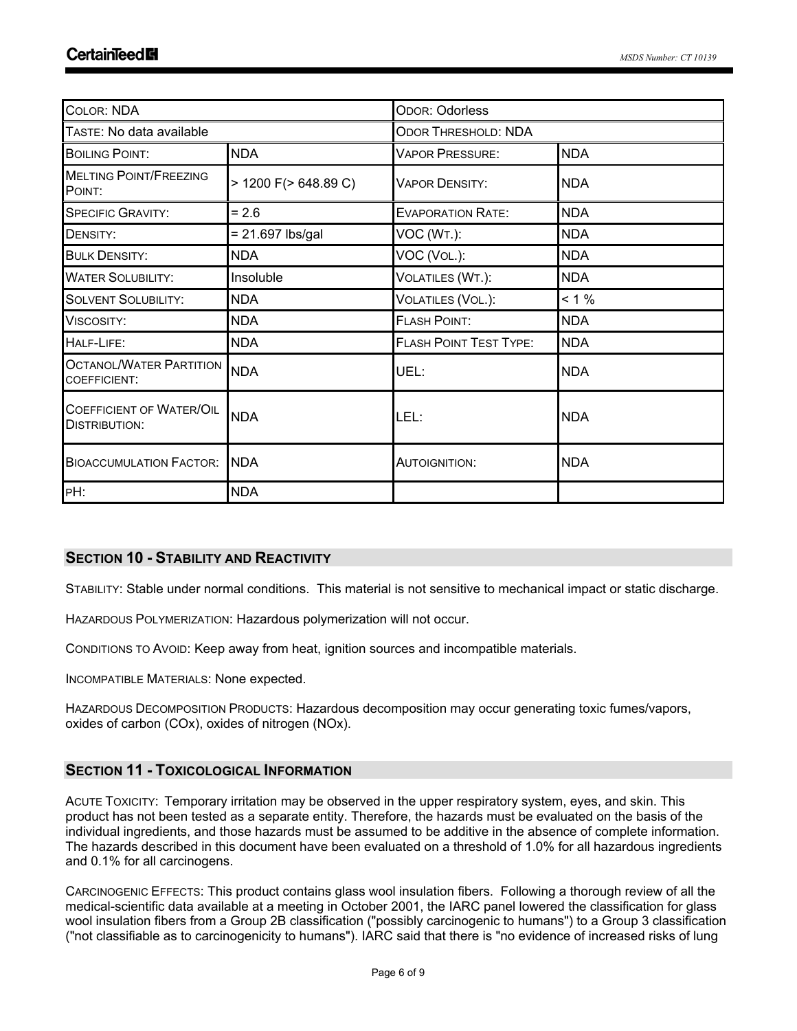| COLOR: NDA | | ODOR: Odorless | |
|---|---|---|---|
| TASTE: No data available | | ODOR THRESHOLD: NDA | |
| BOILING POINT: | NDA | VAPOR PRESSURE: | NDA |
| MELTING POINT/FREEZING POINT: | > 1200 F(> 648.89 C) | VAPOR DENSITY: | NDA |
| SPECIFIC GRAVITY: | = 2.6 | EVAPORATION RATE: | NDA |
| DENSITY: | = 21.697 lbs/gal | VOC (WT.): | NDA |
| BULK DENSITY: | NDA | VOC (VOL.): | NDA |
| WATER SOLUBILITY: | Insoluble | VOLATILES (WT.): | NDA |
| SOLVENT SOLUBILITY: | NDA | VOLATILES (VOL.): | < 1 % |
| VISCOSITY: | NDA | FLASH POINT: | NDA |
| HALF-LIFE: | NDA | FLASH POINT TEST TYPE: | NDA |
| OCTANOL/WATER PARTITION COEFFICIENT: | NDA | UEL: | NDA |
| COEFFICIENT OF WATER/OIL DISTRIBUTION: | NDA | LEL: | NDA |
| BIOACCUMULATION FACTOR: | NDA | AUTOIGNITION: | NDA |
| PH: | NDA | | |

## SECTION 10 - STABILITY AND REACTIVITY

STABILITY: Stable under normal conditions. This material is not sensitive to mechanical impact or static discharge.

HAZARDOUS POLYMERIZATION: Hazardous polymerization will not occur.

CONDITIONS TO AVOID: Keep away from heat, ignition sources and incompatible materials.

INCOMPATIBLE MATERIALS: None expected.

HAZARDOUS DECOMPOSITION PRODUCTS: Hazardous decomposition may occur generating toxic fumes/vapors, oxides of carbon (COx), oxides of nitrogen (NOx).

## SECTION 11 - TOXICOLOGICAL INFORMATION

ACUTE TOXICITY: Temporary irritation may be observed in the upper respiratory system, eyes, and skin. This product has not been tested as a separate entity. Therefore, the hazards must be evaluated on the basis of the individual ingredients, and those hazards must be assumed to be additive in the absence of complete information. The hazards described in this document have been evaluated on a threshold of 1.0% for all hazardous ingredients and 0.1% for all carcinogens.

CARCINOGENIC EFFECTS: This product contains glass wool insulation fibers. Following a thorough review of all the medical-scientific data available at a meeting in October 2001, the IARC panel lowered the classification for glass wool insulation fibers from a Group 2B classification ("possibly carcinogenic to humans") to a Group 3 classification ("not classifiable as to carcinogenicity to humans"). IARC said that there is "no evidence of increased risks of lung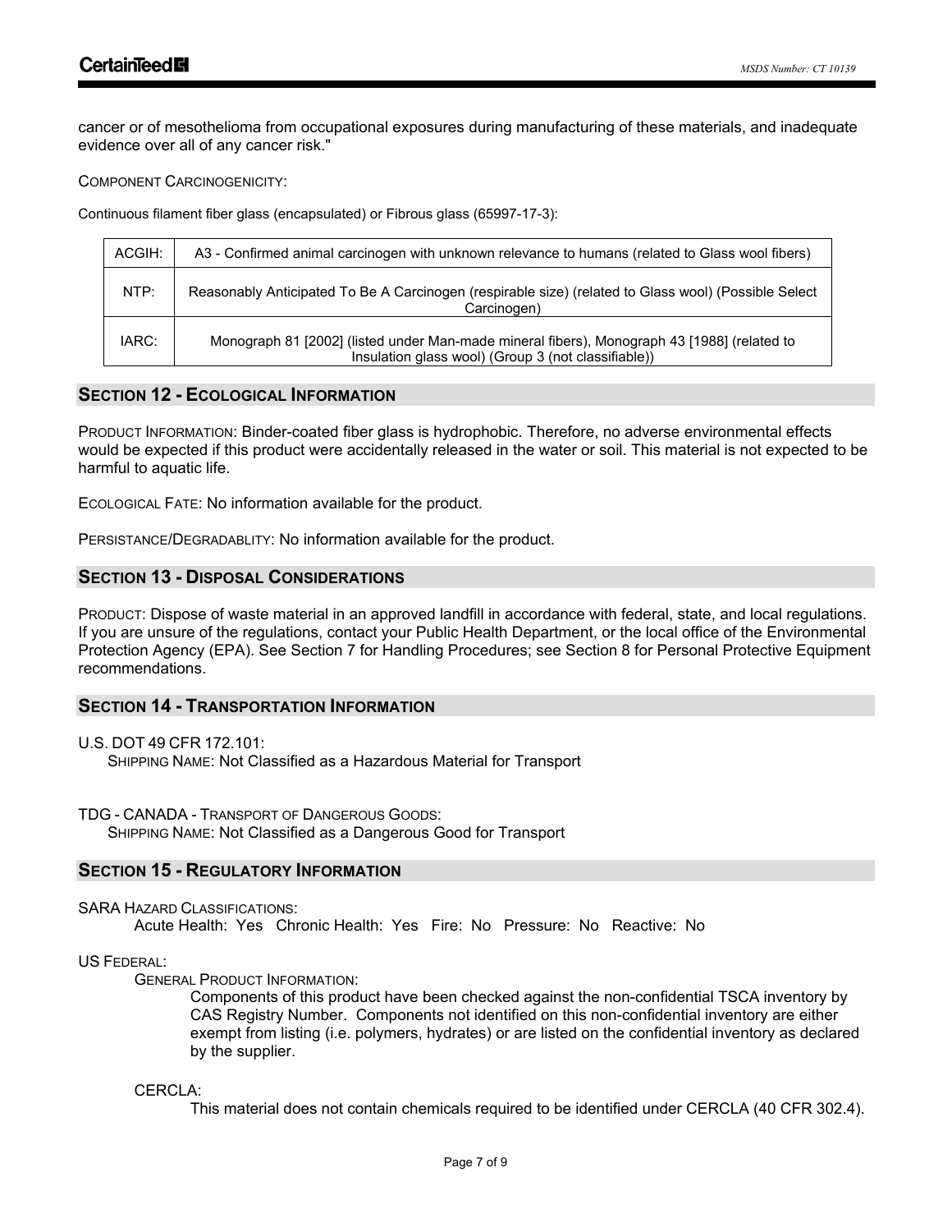cancer or of mesothelioma from occupational exposures during manufacturing of these materials, and inadequate evidence over all of any cancer risk."

COMPONENT CARCINOGENICITY:

Continuous filament fiber glass (encapsulated) or Fibrous glass (65997-17-3):

| | |
|---|---|
| ACGIH: | A3 - Confirmed animal carcinogen with unknown relevance to humans (related to Glass wool fibers) |
| NTP: | Reasonably Anticipated To Be A Carcinogen (respirable size) (related to Glass wool) (Possible Select Carcinogen) |
| IARC: | Monograph 81 [2002] (listed under Man-made mineral fibers), Monograph 43 [1988] (related to Insulation glass wool) (Group 3 (not classifiable)) |

## SECTION 12 - ECOLOGICAL INFORMATION

PRODUCT INFORMATION: Binder-coated fiber glass is hydrophobic. Therefore, no adverse environmental effects would be expected if this product were accidentally released in the water or soil. This material is not expected to be harmful to aquatic life.

ECOLOGICAL FATE: No information available for the product.

PERSISTANCE/DEGRADABLITY: No information available for the product.

## SECTION 13 - DISPOSAL CONSIDERATIONS

PRODUCT: Dispose of waste material in an approved landfill in accordance with federal, state, and local regulations. If you are unsure of the regulations, contact your Public Health Department, or the local office of the Environmental Protection Agency (EPA). See Section 7 for Handling Procedures; see Section 8 for Personal Protective Equipment recommendations.

## SECTION 14 - TRANSPORTATION INFORMATION

U.S. DOT 49 CFR 172.101:
SHIPPING NAME: Not Classified as a Hazardous Material for Transport

TDG - CANADA - TRANSPORT OF DANGEROUS GOODS:
SHIPPING NAME: Not Classified as a Dangerous Good for Transport

## SECTION 15 - REGULATORY INFORMATION

SARA HAZARD CLASSIFICATIONS:
Acute Health: Yes Chronic Health: Yes Fire: No Pressure: No Reactive: No

US FEDERAL:

GENERAL PRODUCT INFORMATION:
Components of this product have been checked against the non-confidential TSCA inventory by CAS Registry Number. Components not identified on this non-confidential inventory are either exempt from listing (i.e. polymers, hydrates) or are listed on the confidential inventory as declared by the supplier.

CERCLA:
This material does not contain chemicals required to be identified under CERCLA (40 CFR 302.4).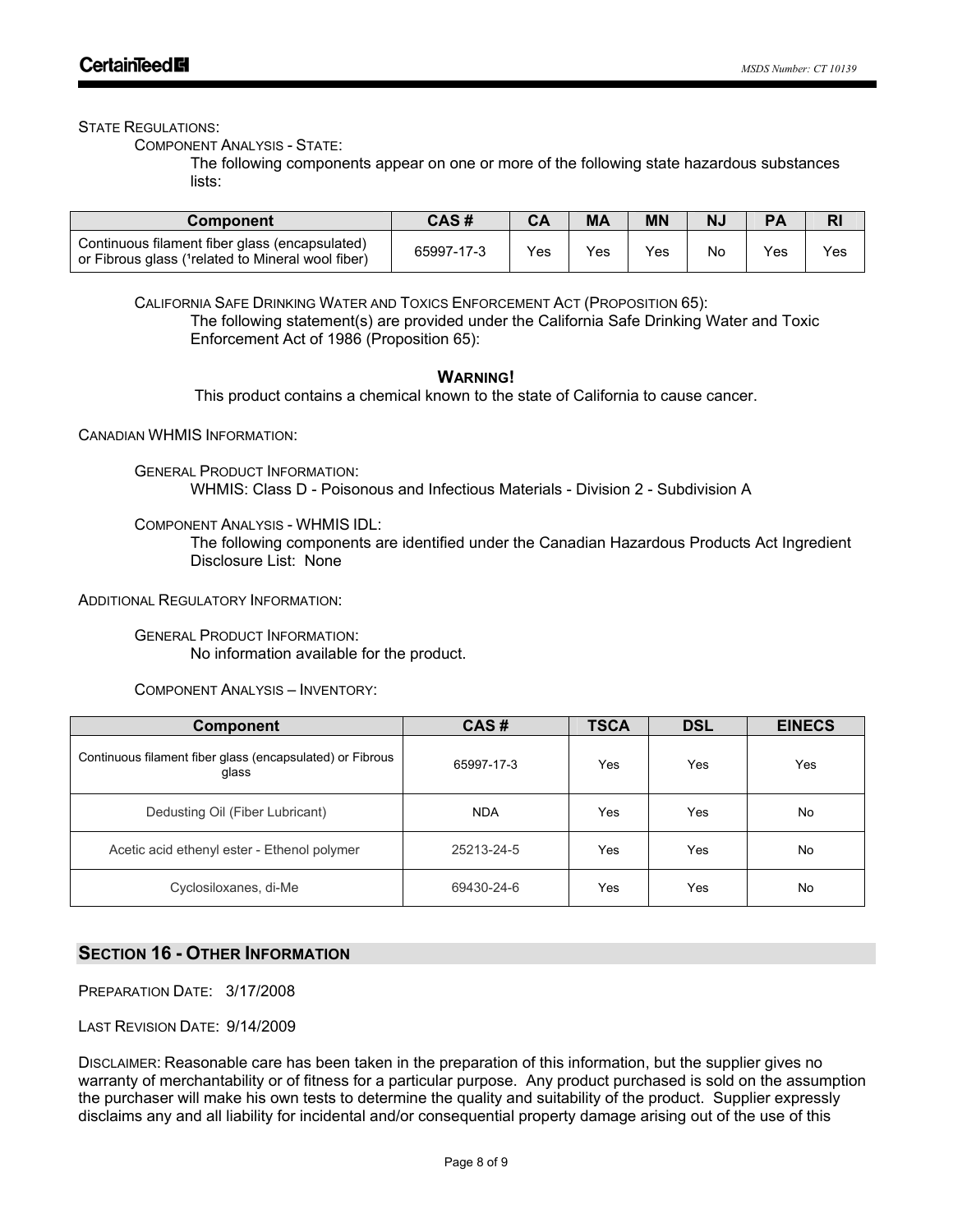State Regulations:

Component Analysis - State:

The following components appear on one or more of the following state hazardous substances lists:

| Component | CAS # | CA | MA | MN | NJ | PA | RI |
|---|---|---|---|---|---|---|---|
| Continuous filament fiber glass (encapsulated) or Fibrous glass ([1]related to Mineral wool fiber) | 65997-17-3 | Yes | Yes | Yes | No | Yes | Yes |

California Safe Drinking Water and Toxics Enforcement Act (Proposition 65):

The following statement(s) are provided under the California Safe Drinking Water and Toxic Enforcement Act of 1986 (Proposition 65):

**Warning!**

This product contains a chemical known to the state of California to cause cancer.

Canadian WHMIS Information:

General Product Information:

WHMIS: Class D - Poisonous and Infectious Materials - Division 2 - Subdivision A

Component Analysis - WHMIS IDL:

The following components are identified under the Canadian Hazardous Products Act Ingredient Disclosure List: None

Additional Regulatory Information:

General Product Information:

No information available for the product.

Component Analysis – Inventory:

| Component | CAS # | TSCA | DSL | EINECS |
|---|---|---|---|---|
| Continuous filament fiber glass (encapsulated) or Fibrous glass | 65997-17-3 | Yes | Yes | Yes |
| Dedusting Oil (Fiber Lubricant) | NDA | Yes | Yes | No |
| Acetic acid ethenyl ester - Ethenol polymer | 25213-24-5 | Yes | Yes | No |
| Cyclosiloxanes, di-Me | 69430-24-6 | Yes | Yes | No |

## Section 16 - Other Information

Preparation Date: 3/17/2008

Last Revision Date: 9/14/2009

Disclaimer: Reasonable care has been taken in the preparation of this information, but the supplier gives no warranty of merchantability or of fitness for a particular purpose. Any product purchased is sold on the assumption the purchaser will make his own tests to determine the quality and suitability of the product. Supplier expressly disclaims any and all liability for incidental and/or consequential property damage arising out of the use of this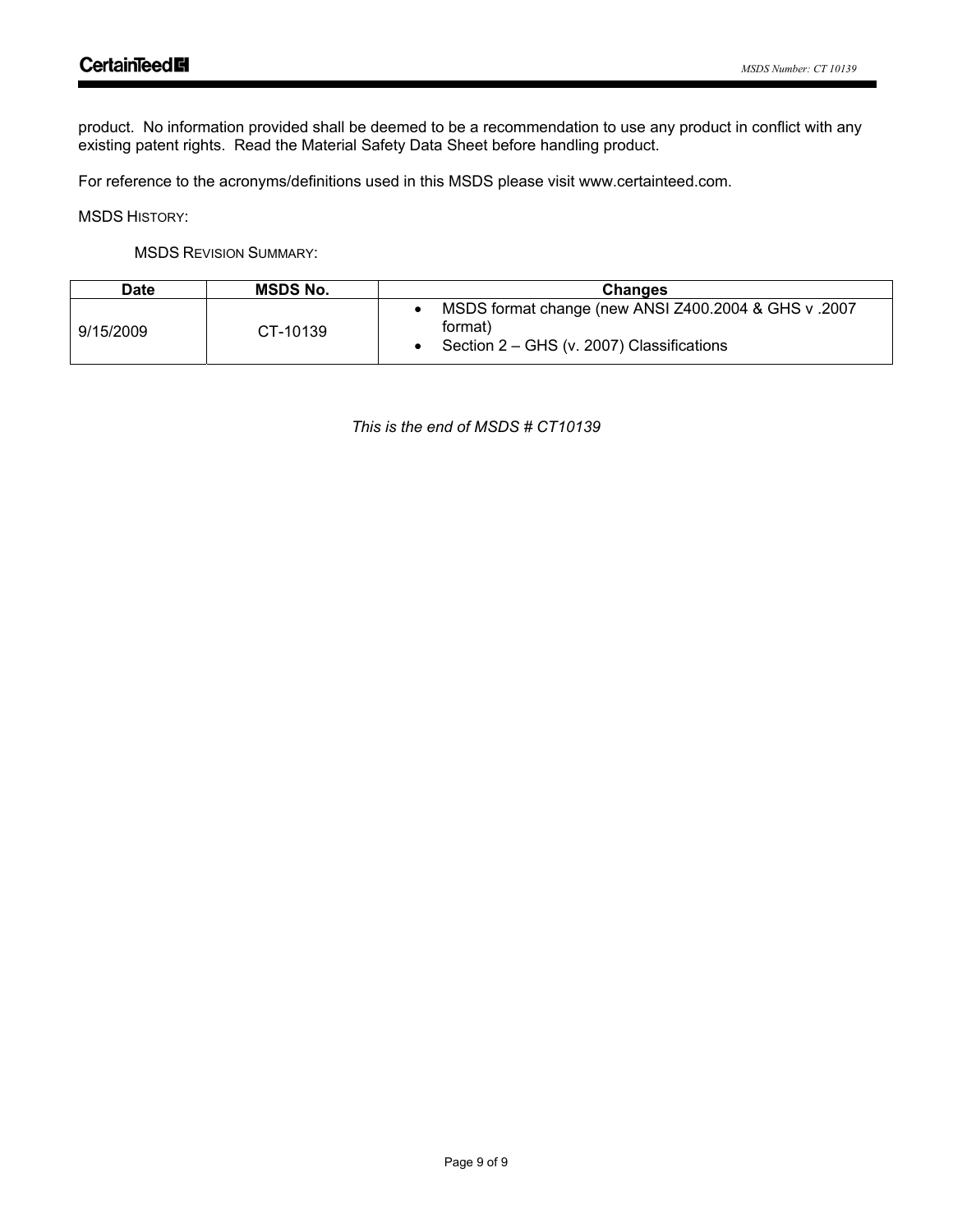product. No information provided shall be deemed to be a recommendation to use any product in conflict with any existing patent rights. Read the Material Safety Data Sheet before handling product.

For reference to the acronyms/definitions used in this MSDS please visit www.certainteed.com.

MSDS HISTORY:

MSDS REVISION SUMMARY:

| Date | MSDS No. | Changes |
|---|---|---|
| 9/15/2009 | CT-10139 | • MSDS format change (new ANSI Z400.2004 & GHS v .2007 format)<br>• Section 2 – GHS (v. 2007) Classifications |

*This is the end of MSDS # CT10139*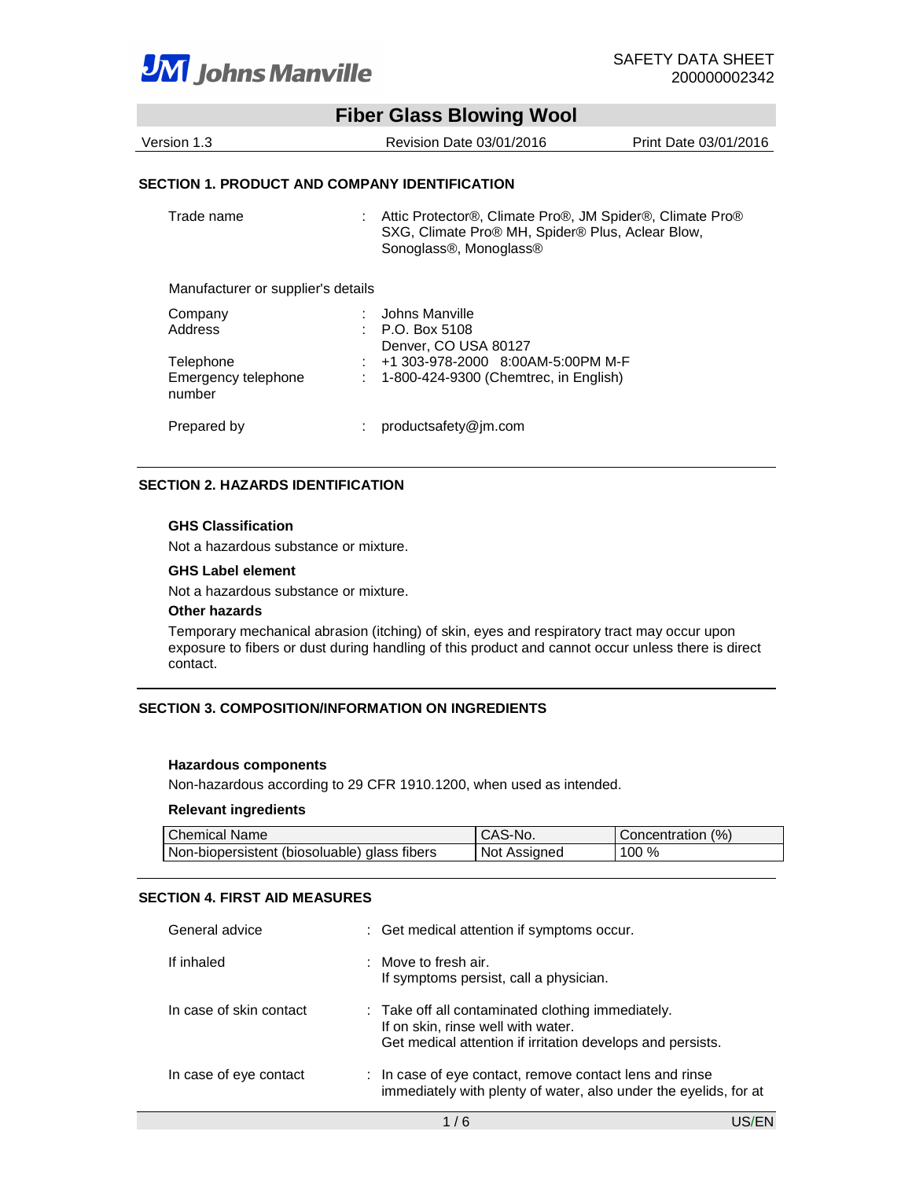Johns Manville

SAFETY DATA SHEET
200000002342

# Fiber Glass Blowing Wool

Version 1.3 | Revision Date 03/01/2016 | Print Date 03/01/2016

## SECTION 1. PRODUCT AND COMPANY IDENTIFICATION

Trade name : Attic Protector®, Climate Pro®, JM Spider®, Climate Pro® SXG, Climate Pro® MH, Spider® Plus, Aclear Blow, Sonoglass®, Monoglass®

Manufacturer or supplier's details

Company : Johns Manville
Address : P.O. Box 5108
Denver, CO USA 80127
Telephone : +1 303-978-2000 8:00AM-5:00PM M-F
Emergency telephone number : 1-800-424-9300 (Chemtrec, in English)

Prepared by : productsafety@jm.com

## SECTION 2. HAZARDS IDENTIFICATION

### GHS Classification

Not a hazardous substance or mixture.

### GHS Label element

Not a hazardous substance or mixture.

### Other hazards

Temporary mechanical abrasion (itching) of skin, eyes and respiratory tract may occur upon exposure to fibers or dust during handling of this product and cannot occur unless there is direct contact.

## SECTION 3. COMPOSITION/INFORMATION ON INGREDIENTS

### Hazardous components

Non-hazardous according to 29 CFR 1910.1200, when used as intended.

### Relevant ingredients

| Chemical Name | CAS-No. | Concentration (%) |
|---|---|---|
| Non-biopersistent (biosoluable) glass fibers | Not Assigned | 100 % |

## SECTION 4. FIRST AID MEASURES

General advice : Get medical attention if symptoms occur.

If inhaled : Move to fresh air.
If symptoms persist, call a physician.

In case of skin contact : Take off all contaminated clothing immediately.
If on skin, rinse well with water.
Get medical attention if irritation develops and persists.

In case of eye contact : In case of eye contact, remove contact lens and rinse immediately with plenty of water, also under the eyelids, for at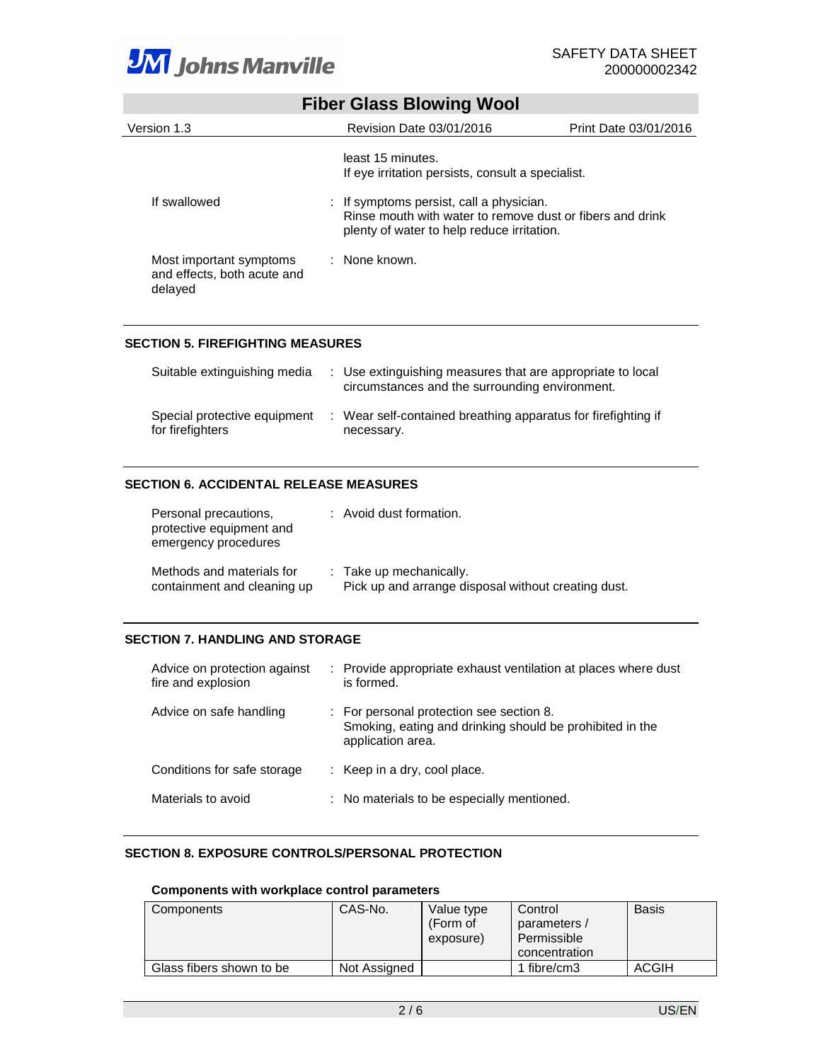least 15 minutes.
If eye irritation persists, consult a specialist.

| | |
|---|---|
| If swallowed | : If symptoms persist, call a physician. Rinse mouth with water to remove dust or fibers and drink plenty of water to help reduce irritation. |
| Most important symptoms and effects, both acute and delayed | : None known. |

## SECTION 5. FIREFIGHTING MEASURES

| | |
|---|---|
| Suitable extinguishing media | : Use extinguishing measures that are appropriate to local circumstances and the surrounding environment. |
| Special protective equipment for firefighters | : Wear self-contained breathing apparatus for firefighting if necessary. |

## SECTION 6. ACCIDENTAL RELEASE MEASURES

| | |
|---|---|
| Personal precautions, protective equipment and emergency procedures | : Avoid dust formation. |
| Methods and materials for containment and cleaning up | : Take up mechanically. Pick up and arrange disposal without creating dust. |

## SECTION 7. HANDLING AND STORAGE

| | |
|---|---|
| Advice on protection against fire and explosion | : Provide appropriate exhaust ventilation at places where dust is formed. |
| Advice on safe handling | : For personal protection see section 8. Smoking, eating and drinking should be prohibited in the application area. |
| Conditions for safe storage | : Keep in a dry, cool place. |
| Materials to avoid | : No materials to be especially mentioned. |

## SECTION 8. EXPOSURE CONTROLS/PERSONAL PROTECTION

**Components with workplace control parameters**

| Components | CAS-No. | Value type (Form of exposure) | Control parameters / Permissible concentration | Basis |
|---|---|---|---|---|
| Glass fibers shown to be | Not Assigned | | 1 fibre/cm3 | ACGIH |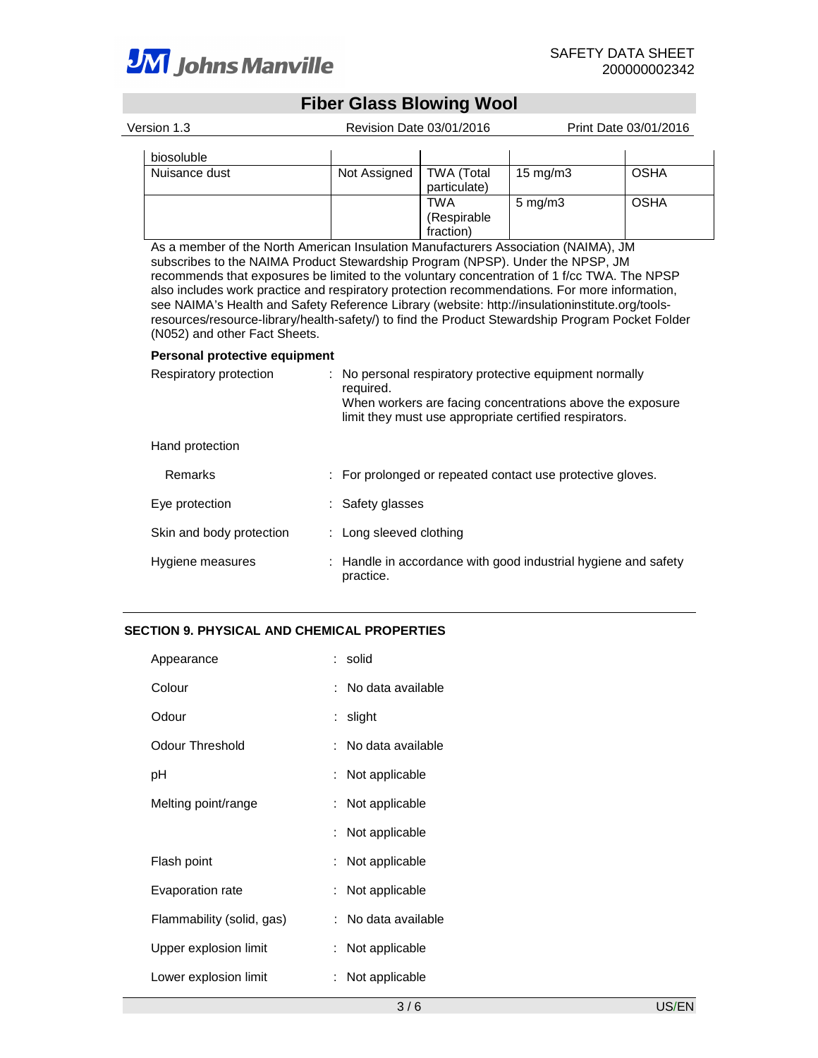| | | | | |
|---|---|---|---|---|
| biosoluble | | | | |
| Nuisance dust | Not Assigned | TWA (Total particulate) | 15 mg/m3 | OSHA |
| | | TWA (Respirable fraction) | 5 mg/m3 | OSHA |

As a member of the North American Insulation Manufacturers Association (NAIMA), JM subscribes to the NAIMA Product Stewardship Program (NPSP). Under the NPSP, JM recommends that exposures be limited to the voluntary concentration of 1 f/cc TWA. The NPSP also includes work practice and respiratory protection recommendations. For more information, see NAIMA's Health and Safety Reference Library (website: http://insulationinstitute.org/tools-resources/resource-library/health-safety/) to find the Product Stewardship Program Pocket Folder (N052) and other Fact Sheets.

**Personal protective equipment**

Respiratory protection : No personal respiratory protective equipment normally required.
When workers are facing concentrations above the exposure limit they must use appropriate certified respirators.

Hand protection

Remarks : For prolonged or repeated contact use protective gloves.

Eye protection : Safety glasses

Skin and body protection : Long sleeved clothing

Hygiene measures : Handle in accordance with good industrial hygiene and safety practice.

## SECTION 9. PHYSICAL AND CHEMICAL PROPERTIES

Appearance : solid

Colour : No data available

Odour : slight

Odour Threshold : No data available

pH : Not applicable

Melting point/range : Not applicable

: Not applicable

Flash point : Not applicable

Evaporation rate : Not applicable

Flammability (solid, gas) : No data available

Upper explosion limit : Not applicable

Lower explosion limit : Not applicable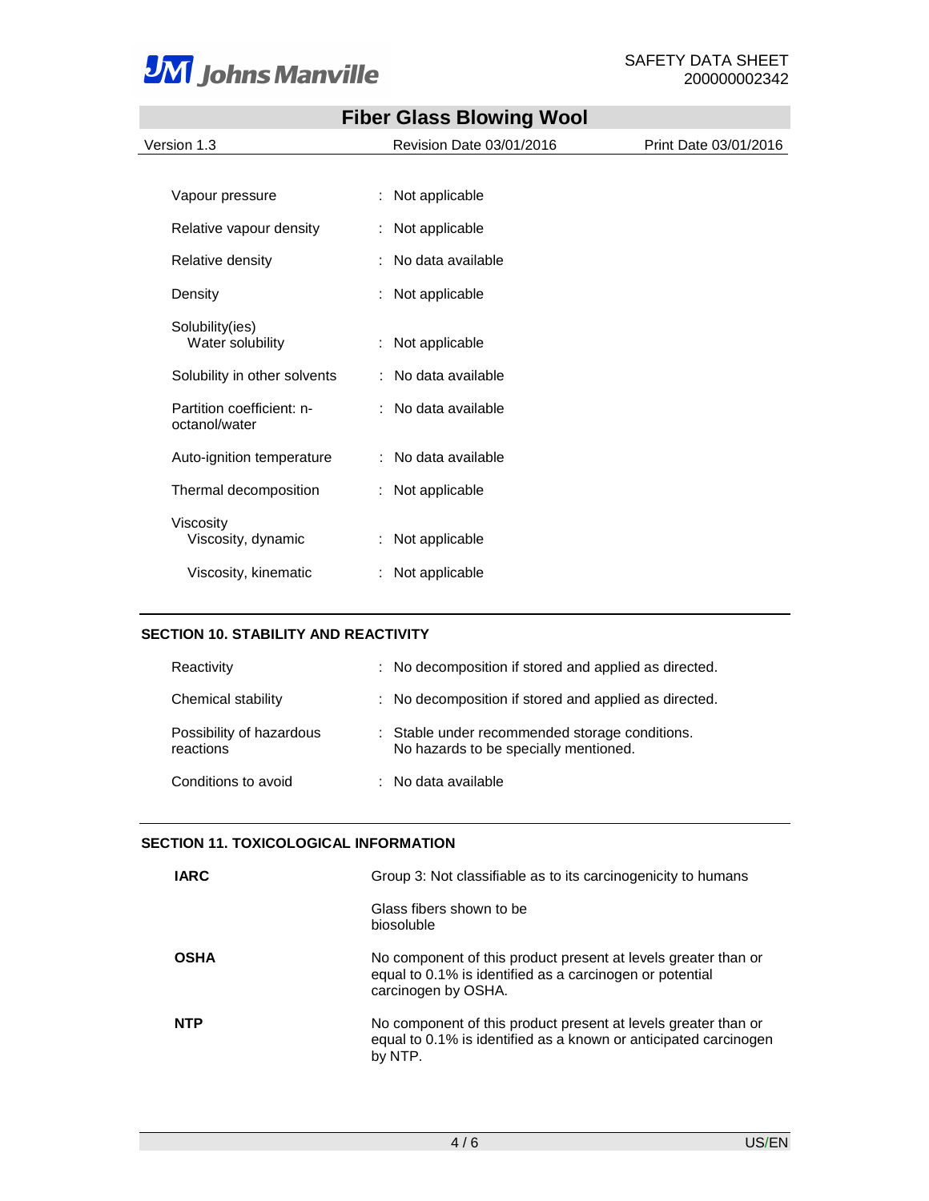| | | |
|---|---|---|
| Vapour pressure | : | Not applicable |
| Relative vapour density | : | Not applicable |
| Relative density | : | No data available |
| Density | : | Not applicable |
| Solubility(ies) Water solubility | : | Not applicable |
| Solubility in other solvents | : | No data available |
| Partition coefficient: n-octanol/water | : | No data available |
| Auto-ignition temperature | : | No data available |
| Thermal decomposition | : | Not applicable |
| Viscosity Viscosity, dynamic | : | Not applicable |
| Viscosity, kinematic | : | Not applicable |

## SECTION 10. STABILITY AND REACTIVITY

| | | |
|---|---|---|
| Reactivity | : | No decomposition if stored and applied as directed. |
| Chemical stability | : | No decomposition if stored and applied as directed. |
| Possibility of hazardous reactions | : | Stable under recommended storage conditions. No hazards to be specially mentioned. |
| Conditions to avoid | : | No data available |

## SECTION 11. TOXICOLOGICAL INFORMATION

**IARC** Group 3: Not classifiable as to its carcinogenicity to humans

Glass fibers shown to be biosoluble

**OSHA** No component of this product present at levels greater than or equal to 0.1% is identified as a carcinogen or potential carcinogen by OSHA.

**NTP** No component of this product present at levels greater than or equal to 0.1% is identified as a known or anticipated carcinogen by NTP.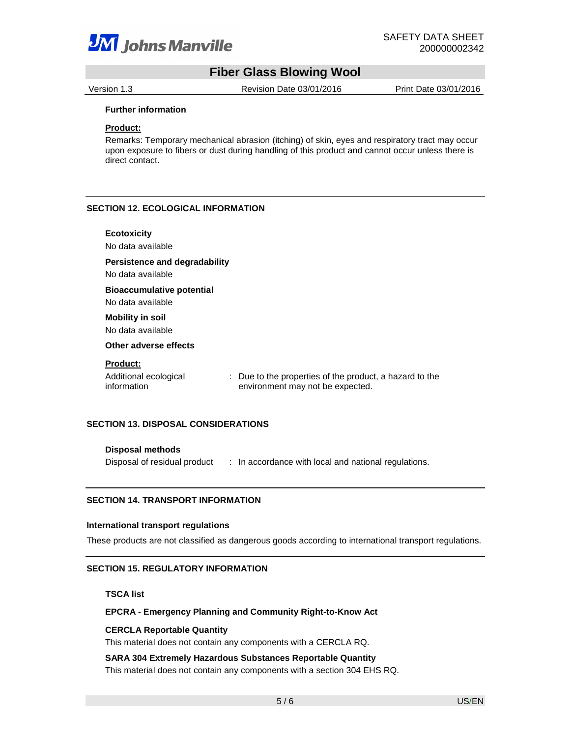**Further information**

**Product:**

Remarks: Temporary mechanical abrasion (itching) of skin, eyes and respiratory tract may occur upon exposure to fibers or dust during handling of this product and cannot occur unless there is direct contact.

## SECTION 12. ECOLOGICAL INFORMATION

**Ecotoxicity**

No data available

**Persistence and degradability**

No data available

**Bioaccumulative potential**

No data available

**Mobility in soil**

No data available

**Other adverse effects**

**Product:**

Additional ecological information : Due to the properties of the product, a hazard to the environment may not be expected.

## SECTION 13. DISPOSAL CONSIDERATIONS

**Disposal methods**

Disposal of residual product : In accordance with local and national regulations.

## SECTION 14. TRANSPORT INFORMATION

**International transport regulations**

These products are not classified as dangerous goods according to international transport regulations.

## SECTION 15. REGULATORY INFORMATION

**TSCA list**

**EPCRA - Emergency Planning and Community Right-to-Know Act**

**CERCLA Reportable Quantity**

This material does not contain any components with a CERCLA RQ.

**SARA 304 Extremely Hazardous Substances Reportable Quantity**

This material does not contain any components with a section 304 EHS RQ.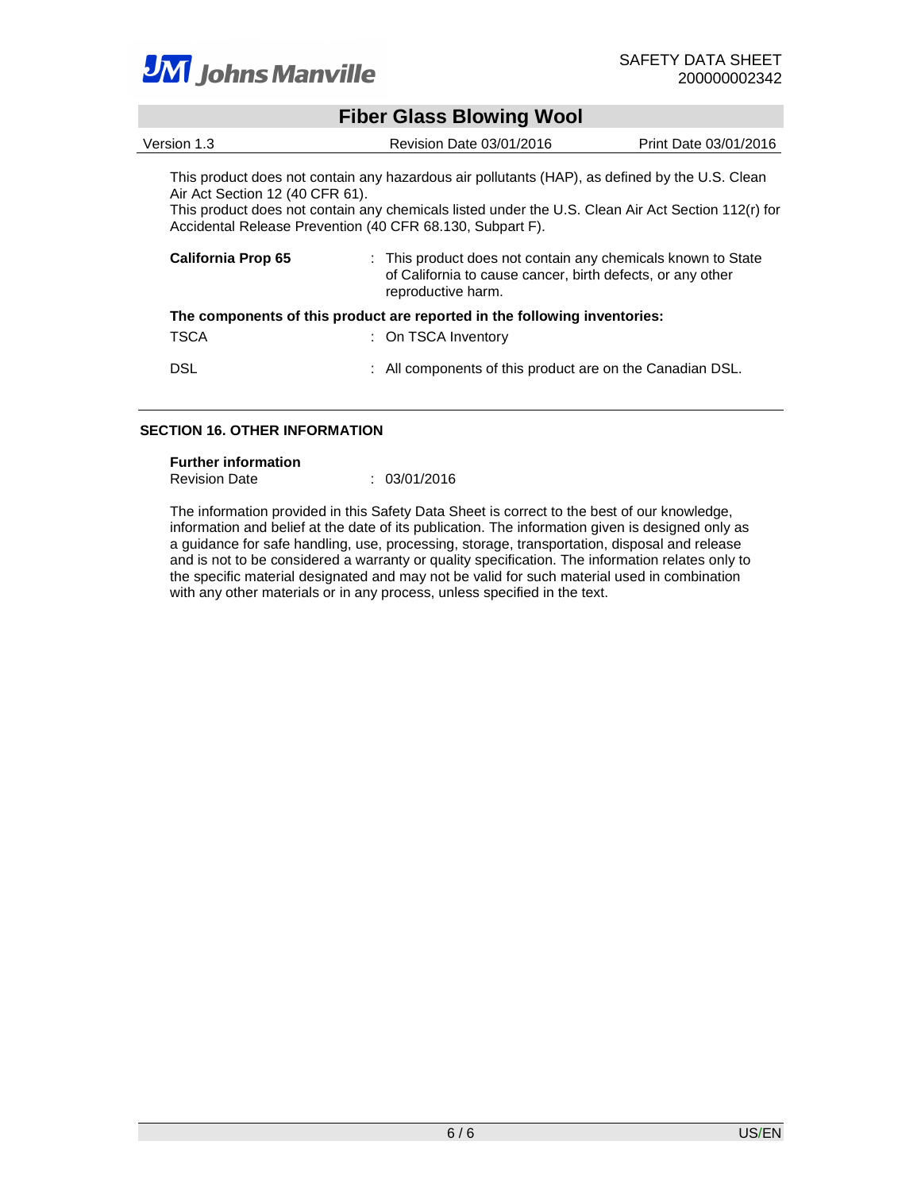This product does not contain any hazardous air pollutants (HAP), as defined by the U.S. Clean Air Act Section 12 (40 CFR 61).

This product does not contain any chemicals listed under the U.S. Clean Air Act Section 112(r) for Accidental Release Prevention (40 CFR 68.130, Subpart F).

**California Prop 65** : This product does not contain any chemicals known to State of California to cause cancer, birth defects, or any other reproductive harm.

**The components of this product are reported in the following inventories:**

TSCA : On TSCA Inventory

DSL : All components of this product are on the Canadian DSL.

## SECTION 16. OTHER INFORMATION

**Further information**

Revision Date : 03/01/2016

The information provided in this Safety Data Sheet is correct to the best of our knowledge, information and belief at the date of its publication. The information given is designed only as a guidance for safe handling, use, processing, storage, transportation, disposal and release and is not to be considered a warranty or quality specification. The information relates only to the specific material designated and may not be valid for such material used in combination with any other materials or in any process, unless specified in the text.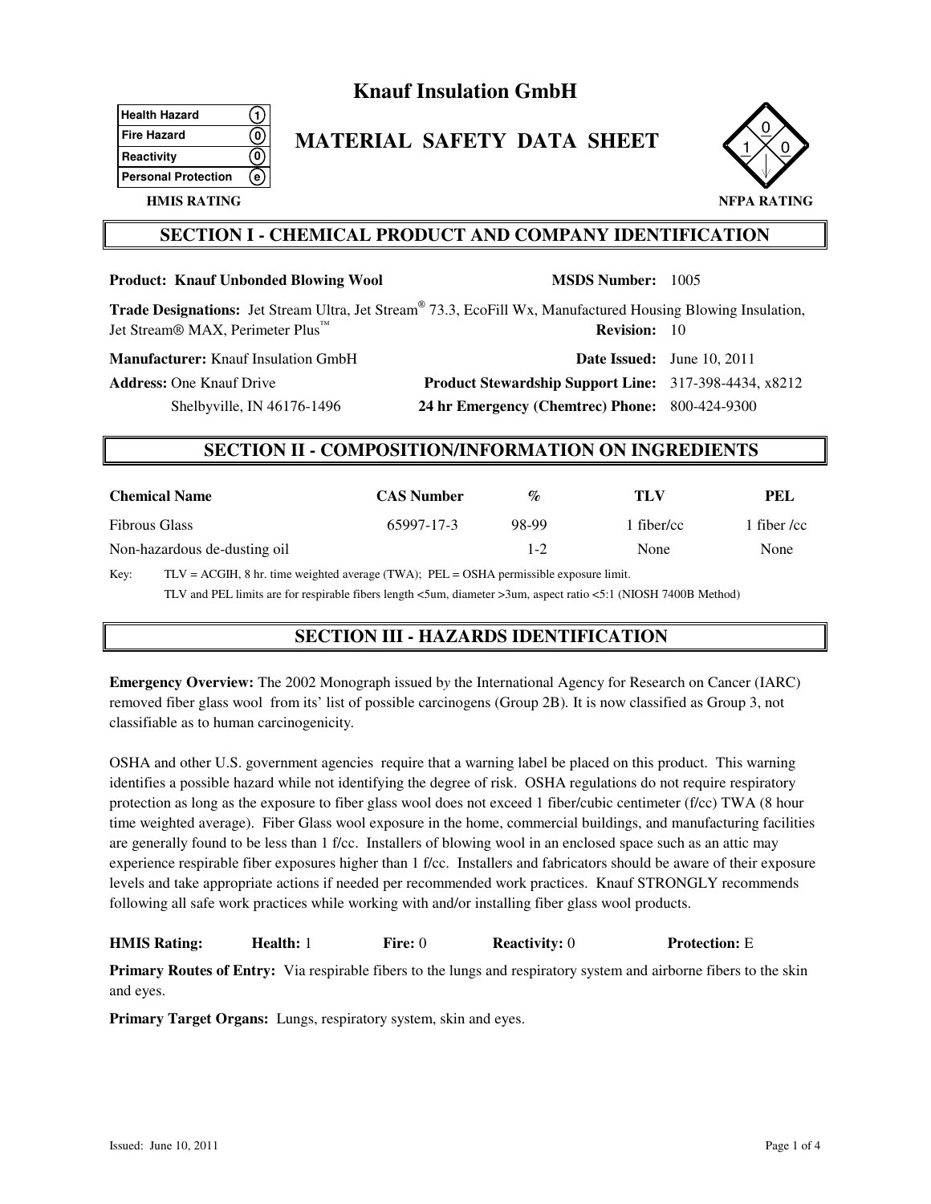# Knauf Insulation GmbH

| HMIS RATING | |
|---|---|
| Health Hazard | 1 |
| Fire Hazard | 0 |
| Reactivity | 0 |
| Personal Protection | e |

## MATERIAL SAFETY DATA SHEET

NFPA RATING: 0 (top), 1 (left), 0 (right)

## SECTION I - CHEMICAL PRODUCT AND COMPANY IDENTIFICATION

**Product: Knauf Unbonded Blowing Wool** **MSDS Number:** 1005

**Trade Designations:** Jet Stream Ultra, Jet Stream® 73.3, EcoFill Wx, Manufactured Housing Blowing Insulation, Jet Stream® MAX, Perimeter Plus™ **Revision:** 10

**Manufacturer:** Knauf Insulation GmbH **Date Issued:** June 10, 2011

**Address:** One Knauf Drive **Product Stewardship Support Line:** 317-398-4434, x8212

Shelbyville, IN 46176-1496 **24 hr Emergency (Chemtrec) Phone:** 800-424-9300

## SECTION II - COMPOSITION/INFORMATION ON INGREDIENTS

| Chemical Name | CAS Number | % | TLV | PEL |
|---|---|---|---|---|
| Fibrous Glass | 65997-17-3 | 98-99 | 1 fiber/cc | 1 fiber /cc |
| Non-hazardous de-dusting oil | | 1-2 | None | None |

Key: TLV = ACGIH, 8 hr. time weighted average (TWA); PEL = OSHA permissible exposure limit.

TLV and PEL limits are for respirable fibers length <5um, diameter >3um, aspect ratio <5:1 (NIOSH 7400B Method)

## SECTION III - HAZARDS IDENTIFICATION

**Emergency Overview:** The 2002 Monograph issued by the International Agency for Research on Cancer (IARC) removed fiber glass wool from its' list of possible carcinogens (Group 2B). It is now classified as Group 3, not classifiable as to human carcinogenicity.

OSHA and other U.S. government agencies require that a warning label be placed on this product. This warning identifies a possible hazard while not identifying the degree of risk. OSHA regulations do not require respiratory protection as long as the exposure to fiber glass wool does not exceed 1 fiber/cubic centimeter (f/cc) TWA (8 hour time weighted average). Fiber Glass wool exposure in the home, commercial buildings, and manufacturing facilities are generally found to be less than 1 f/cc. Installers of blowing wool in an enclosed space such as an attic may experience respirable fiber exposures higher than 1 f/cc. Installers and fabricators should be aware of their exposure levels and take appropriate actions if needed per recommended work practices. Knauf STRONGLY recommends following all safe work practices while working with and/or installing fiber glass wool products.

**HMIS Rating:** **Health:** 1 **Fire:** 0 **Reactivity:** 0 **Protection:** E

**Primary Routes of Entry:** Via respirable fibers to the lungs and respiratory system and airborne fibers to the skin and eyes.

**Primary Target Organs:** Lungs, respiratory system, skin and eyes.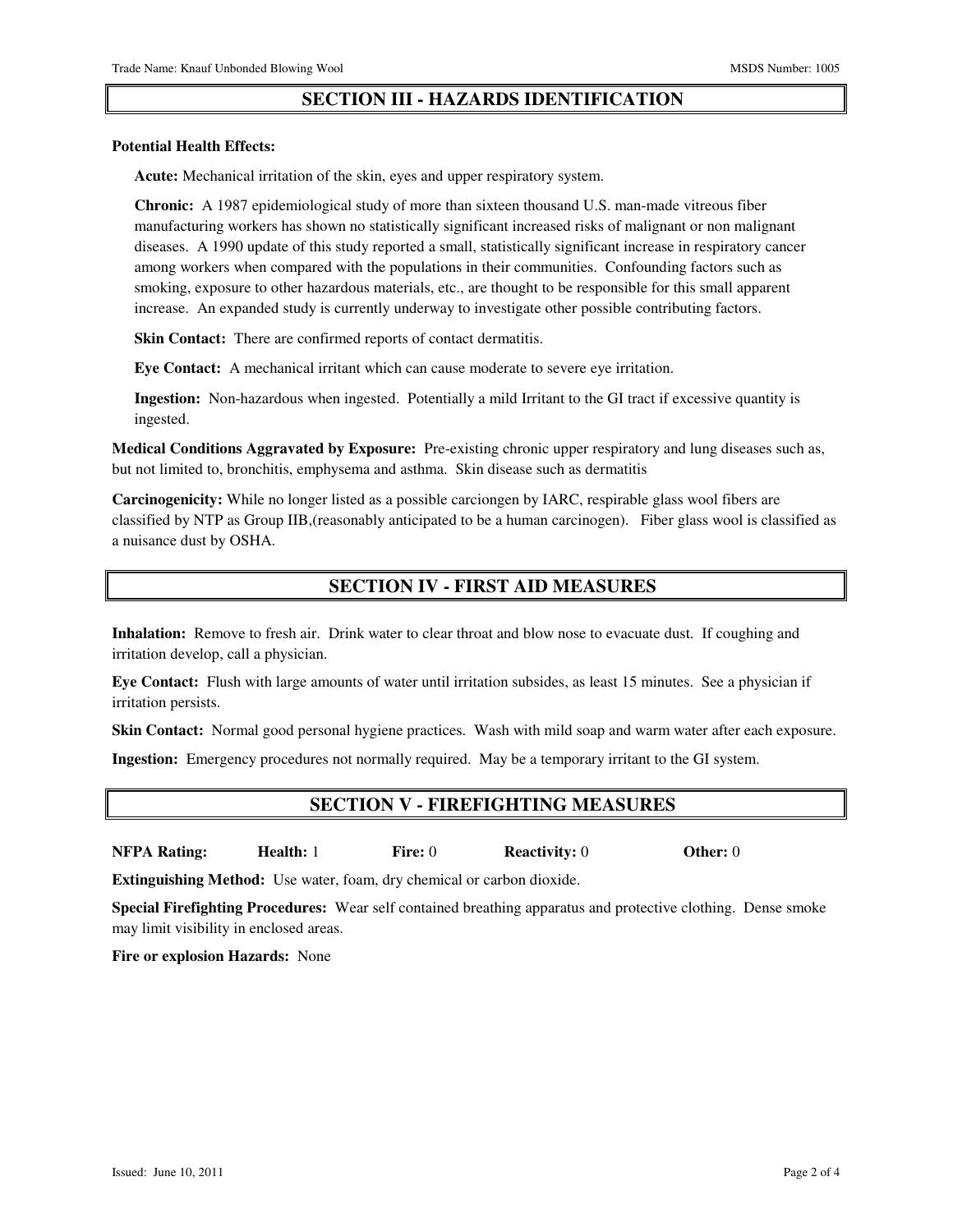## SECTION III - HAZARDS IDENTIFICATION

**Potential Health Effects:**

**Acute:** Mechanical irritation of the skin, eyes and upper respiratory system.

**Chronic:** A 1987 epidemiological study of more than sixteen thousand U.S. man-made vitreous fiber manufacturing workers has shown no statistically significant increased risks of malignant or non malignant diseases. A 1990 update of this study reported a small, statistically significant increase in respiratory cancer among workers when compared with the populations in their communities. Confounding factors such as smoking, exposure to other hazardous materials, etc., are thought to be responsible for this small apparent increase. An expanded study is currently underway to investigate other possible contributing factors.

**Skin Contact:** There are confirmed reports of contact dermatitis.

**Eye Contact:** A mechanical irritant which can cause moderate to severe eye irritation.

**Ingestion:** Non-hazardous when ingested. Potentially a mild Irritant to the GI tract if excessive quantity is ingested.

**Medical Conditions Aggravated by Exposure:** Pre-existing chronic upper respiratory and lung diseases such as, but not limited to, bronchitis, emphysema and asthma. Skin disease such as dermatitis

**Carcinogenicity:** While no longer listed as a possible carciongen by IARC, respirable glass wool fibers are classified by NTP as Group IIB,(reasonably anticipated to be a human carcinogen). Fiber glass wool is classified as a nuisance dust by OSHA.

## SECTION IV - FIRST AID MEASURES

**Inhalation:** Remove to fresh air. Drink water to clear throat and blow nose to evacuate dust. If coughing and irritation develop, call a physician.

**Eye Contact:** Flush with large amounts of water until irritation subsides, as least 15 minutes. See a physician if irritation persists.

**Skin Contact:** Normal good personal hygiene practices. Wash with mild soap and warm water after each exposure.

**Ingestion:** Emergency procedures not normally required. May be a temporary irritant to the GI system.

## SECTION V - FIREFIGHTING MEASURES

**NFPA Rating:** **Health:** 1 **Fire:** 0 **Reactivity:** 0 **Other:** 0

**Extinguishing Method:** Use water, foam, dry chemical or carbon dioxide.

**Special Firefighting Procedures:** Wear self contained breathing apparatus and protective clothing. Dense smoke may limit visibility in enclosed areas.

**Fire or explosion Hazards:** None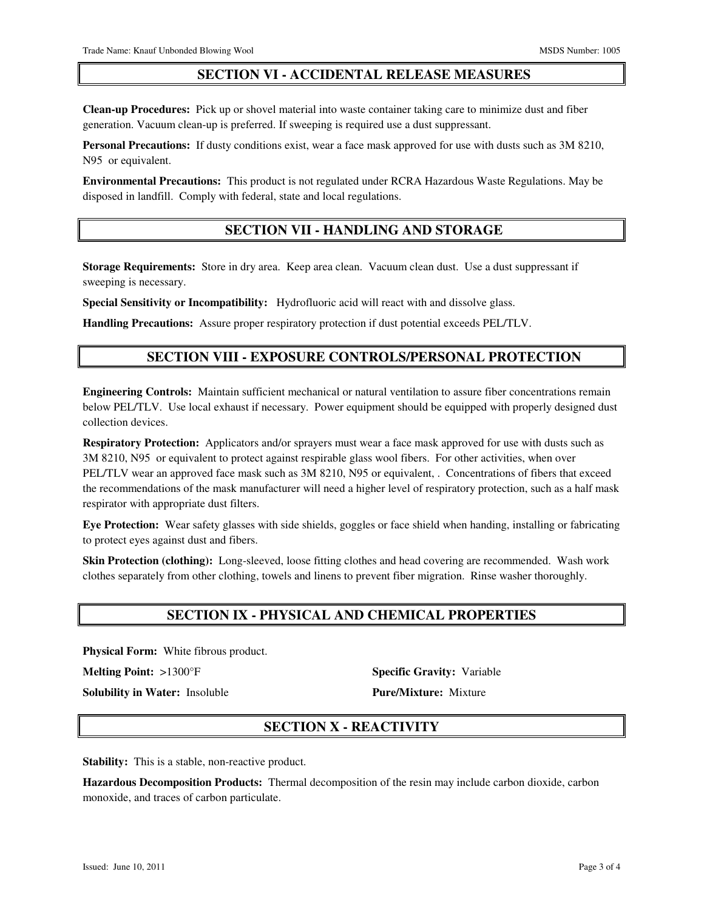## SECTION VI - ACCIDENTAL RELEASE MEASURES

**Clean-up Procedures:** Pick up or shovel material into waste container taking care to minimize dust and fiber generation. Vacuum clean-up is preferred. If sweeping is required use a dust suppressant.

**Personal Precautions:** If dusty conditions exist, wear a face mask approved for use with dusts such as 3M 8210, N95 or equivalent.

**Environmental Precautions:** This product is not regulated under RCRA Hazardous Waste Regulations. May be disposed in landfill. Comply with federal, state and local regulations.

## SECTION VII - HANDLING AND STORAGE

**Storage Requirements:** Store in dry area. Keep area clean. Vacuum clean dust. Use a dust suppressant if sweeping is necessary.

**Special Sensitivity or Incompatibility:** Hydrofluoric acid will react with and dissolve glass.

**Handling Precautions:** Assure proper respiratory protection if dust potential exceeds PEL/TLV.

## SECTION VIII - EXPOSURE CONTROLS/PERSONAL PROTECTION

**Engineering Controls:** Maintain sufficient mechanical or natural ventilation to assure fiber concentrations remain below PEL/TLV. Use local exhaust if necessary. Power equipment should be equipped with properly designed dust collection devices.

**Respiratory Protection:** Applicators and/or sprayers must wear a face mask approved for use with dusts such as 3M 8210, N95 or equivalent to protect against respirable glass wool fibers. For other activities, when over PEL/TLV wear an approved face mask such as 3M 8210, N95 or equivalent, . Concentrations of fibers that exceed the recommendations of the mask manufacturer will need a higher level of respiratory protection, such as a half mask respirator with appropriate dust filters.

**Eye Protection:** Wear safety glasses with side shields, goggles or face shield when handing, installing or fabricating to protect eyes against dust and fibers.

**Skin Protection (clothing):** Long-sleeved, loose fitting clothes and head covering are recommended. Wash work clothes separately from other clothing, towels and linens to prevent fiber migration. Rinse washer thoroughly.

## SECTION IX - PHYSICAL AND CHEMICAL PROPERTIES

**Physical Form:** White fibrous product.

**Melting Point:** >1300°F

**Specific Gravity:** Variable

**Solubility in Water:** Insoluble

**Pure/Mixture:** Mixture

## SECTION X - REACTIVITY

**Stability:** This is a stable, non-reactive product.

**Hazardous Decomposition Products:** Thermal decomposition of the resin may include carbon dioxide, carbon monoxide, and traces of carbon particulate.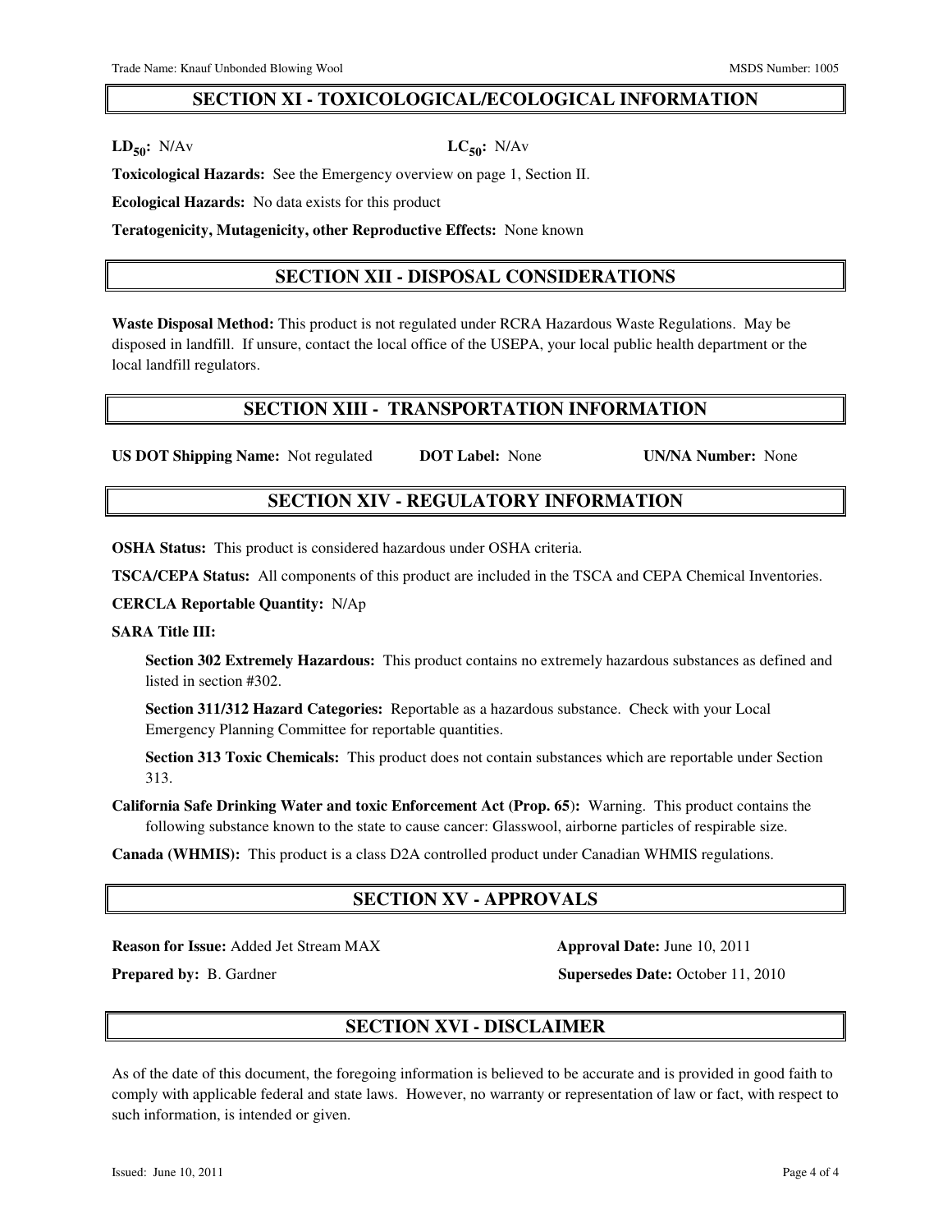## SECTION XI - TOXICOLOGICAL/ECOLOGICAL INFORMATION

**$LD_{50}$:** N/Av **$LC_{50}$:** N/Av

**Toxicological Hazards:** See the Emergency overview on page 1, Section II.

**Ecological Hazards:** No data exists for this product

**Teratogenicity, Mutagenicity, other Reproductive Effects:** None known

## SECTION XII - DISPOSAL CONSIDERATIONS

**Waste Disposal Method:** This product is not regulated under RCRA Hazardous Waste Regulations. May be disposed in landfill. If unsure, contact the local office of the USEPA, your local public health department or the local landfill regulators.

## SECTION XIII - TRANSPORTATION INFORMATION

**US DOT Shipping Name:** Not regulated **DOT Label:** None **UN/NA Number:** None

## SECTION XIV - REGULATORY INFORMATION

**OSHA Status:** This product is considered hazardous under OSHA criteria.

**TSCA/CEPA Status:** All components of this product are included in the TSCA and CEPA Chemical Inventories.

**CERCLA Reportable Quantity:** N/Ap

**SARA Title III:**

**Section 302 Extremely Hazardous:** This product contains no extremely hazardous substances as defined and listed in section #302.

**Section 311/312 Hazard Categories:** Reportable as a hazardous substance. Check with your Local Emergency Planning Committee for reportable quantities.

**Section 313 Toxic Chemicals:** This product does not contain substances which are reportable under Section 313.

**California Safe Drinking Water and toxic Enforcement Act (Prop. 65):** Warning. This product contains the following substance known to the state to cause cancer: Glasswool, airborne particles of respirable size.

**Canada (WHMIS):** This product is a class D2A controlled product under Canadian WHMIS regulations.

## SECTION XV - APPROVALS

**Reason for Issue:** Added Jet Stream MAX **Approval Date:** June 10, 2011

**Prepared by:** B. Gardner **Supersedes Date:** October 11, 2010

## SECTION XVI - DISCLAIMER

As of the date of this document, the foregoing information is believed to be accurate and is provided in good faith to comply with applicable federal and state laws. However, no warranty or representation of law or fact, with respect to such information, is intended or given.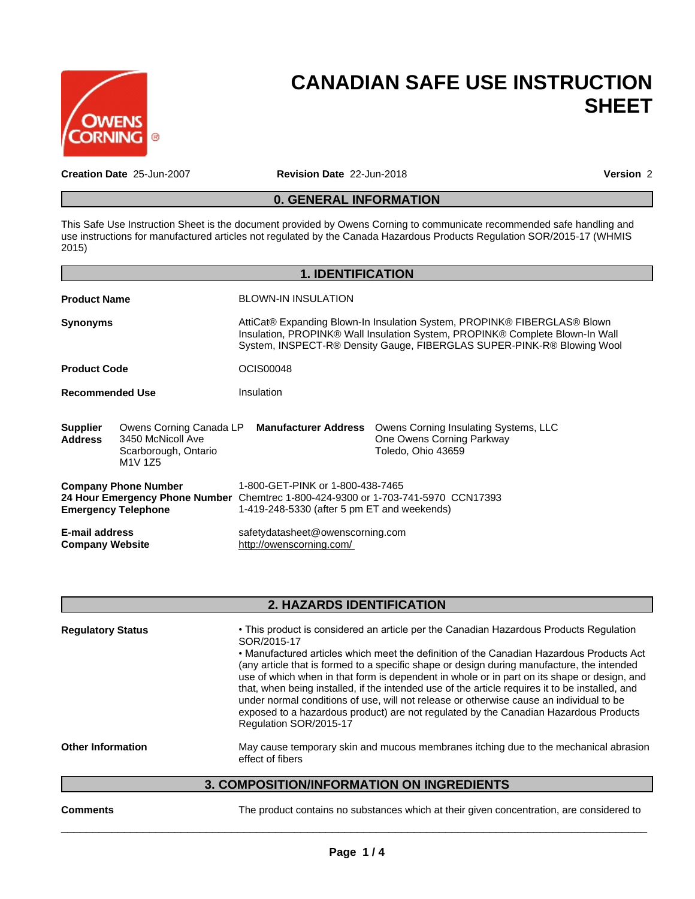# CANADIAN SAFE USE INSTRUCTION SHEET

**Creation Date** 25-Jun-2007 **Revision Date** 22-Jun-2018 **Version** 2

## 0. GENERAL INFORMATION

This Safe Use Instruction Sheet is the document provided by Owens Corning to communicate recommended safe handling and use instructions for manufactured articles not regulated by the Canada Hazardous Products Regulation SOR/2015-17 (WHMIS 2015)

## 1. IDENTIFICATION

**Product Name** BLOWN-IN INSULATION

**Synonyms** AttiCat® Expanding Blown-In Insulation System, PROPINK® FIBERGLAS® Blown Insulation, PROPINK® Wall Insulation System, PROPINK® Complete Blown-In Wall System, INSPECT-R® Density Gauge, FIBERGLAS SUPER-PINK-R® Blowing Wool

**Product Code** OCIS00048

**Recommended Use** Insulation

**Supplier Address** Owens Corning Canada LP
3450 McNicoll Ave
Scarborough, Ontario
M1V 1Z5

**Manufacturer Address** Owens Corning Insulating Systems, LLC
One Owens Corning Parkway
Toledo, Ohio 43659

**Company Phone Number** 1-800-GET-PINK or 1-800-438-7465
**24 Hour Emergency Phone Number** Chemtrec 1-800-424-9300 or 1-703-741-5970 CCN17393
**Emergency Telephone** 1-419-248-5330 (after 5 pm ET and weekends)

**E-mail address** safetydatasheet@owenscorning.com
**Company Website** http://owenscorning.com/

## 2. HAZARDS IDENTIFICATION

**Regulatory Status**

- This product is considered an article per the Canadian Hazardous Products Regulation SOR/2015-17
- Manufactured articles which meet the definition of the Canadian Hazardous Products Act (any article that is formed to a specific shape or design during manufacture, the intended use of which when in that form is dependent in whole or in part on its shape or design, and that, when being installed, if the intended use of the article requires it to be installed, and under normal conditions of use, will not release or otherwise cause an individual to be exposed to a hazardous product) are not regulated by the Canadian Hazardous Products Regulation SOR/2015-17

**Other Information** May cause temporary skin and mucous membranes itching due to the mechanical abrasion effect of fibers

## 3. COMPOSITION/INFORMATION ON INGREDIENTS

**Comments** The product contains no substances which at their given concentration, are considered to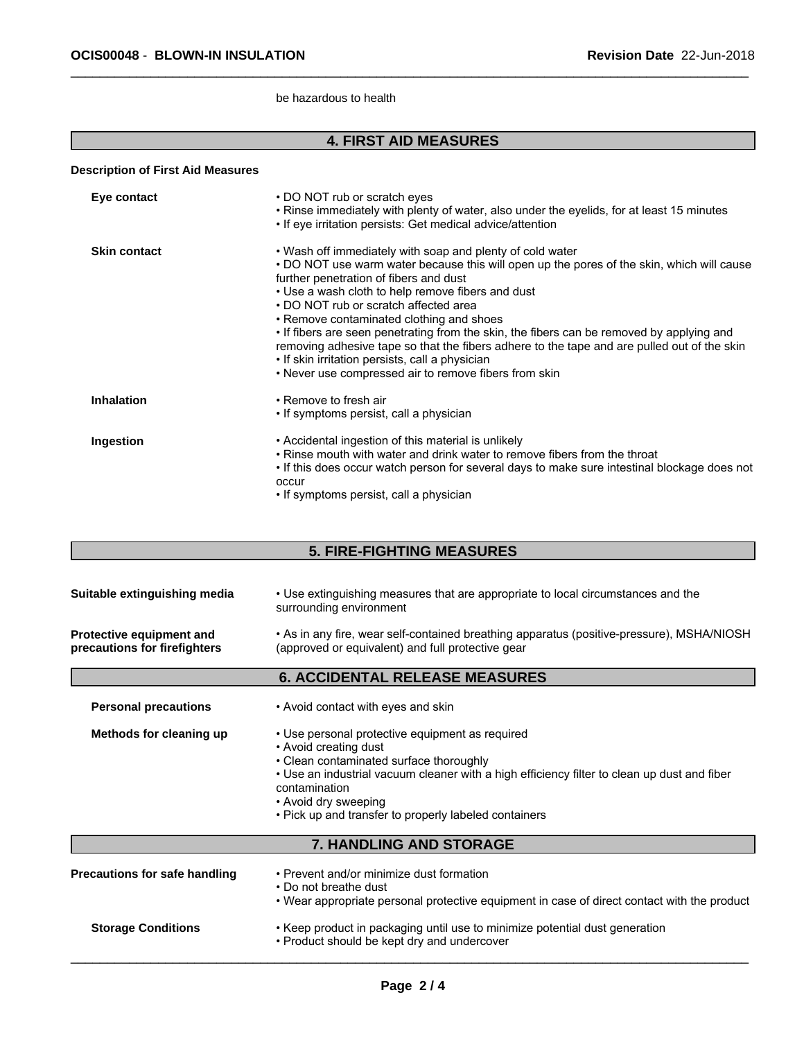be hazardous to health

## 4. FIRST AID MEASURES

**Description of First Aid Measures**

**Eye contact**

- DO NOT rub or scratch eyes
- Rinse immediately with plenty of water, also under the eyelids, for at least 15 minutes
- If eye irritation persists: Get medical advice/attention

**Skin contact**

- Wash off immediately with soap and plenty of cold water
- DO NOT use warm water because this will open up the pores of the skin, which will cause further penetration of fibers and dust
- Use a wash cloth to help remove fibers and dust
- DO NOT rub or scratch affected area
- Remove contaminated clothing and shoes
- If fibers are seen penetrating from the skin, the fibers can be removed by applying and removing adhesive tape so that the fibers adhere to the tape and are pulled out of the skin
- If skin irritation persists, call a physician
- Never use compressed air to remove fibers from skin

**Inhalation**

- Remove to fresh air
- If symptoms persist, call a physician

**Ingestion**

- Accidental ingestion of this material is unlikely
- Rinse mouth with water and drink water to remove fibers from the throat
- If this does occur watch person for several days to make sure intestinal blockage does not occur
- If symptoms persist, call a physician

## 5. FIRE-FIGHTING MEASURES

**Suitable extinguishing media**

- Use extinguishing measures that are appropriate to local circumstances and the surrounding environment

**Protective equipment and precautions for firefighters**

- As in any fire, wear self-contained breathing apparatus (positive-pressure), MSHA/NIOSH (approved or equivalent) and full protective gear

## 6. ACCIDENTAL RELEASE MEASURES

**Personal precautions**

- Avoid contact with eyes and skin

**Methods for cleaning up**

- Use personal protective equipment as required
- Avoid creating dust
- Clean contaminated surface thoroughly
- Use an industrial vacuum cleaner with a high efficiency filter to clean up dust and fiber contamination
- Avoid dry sweeping
- Pick up and transfer to properly labeled containers

## 7. HANDLING AND STORAGE

**Precautions for safe handling**

- Prevent and/or minimize dust formation
- Do not breathe dust
- Wear appropriate personal protective equipment in case of direct contact with the product

**Storage Conditions**

- Keep product in packaging until use to minimize potential dust generation
- Product should be kept dry and undercover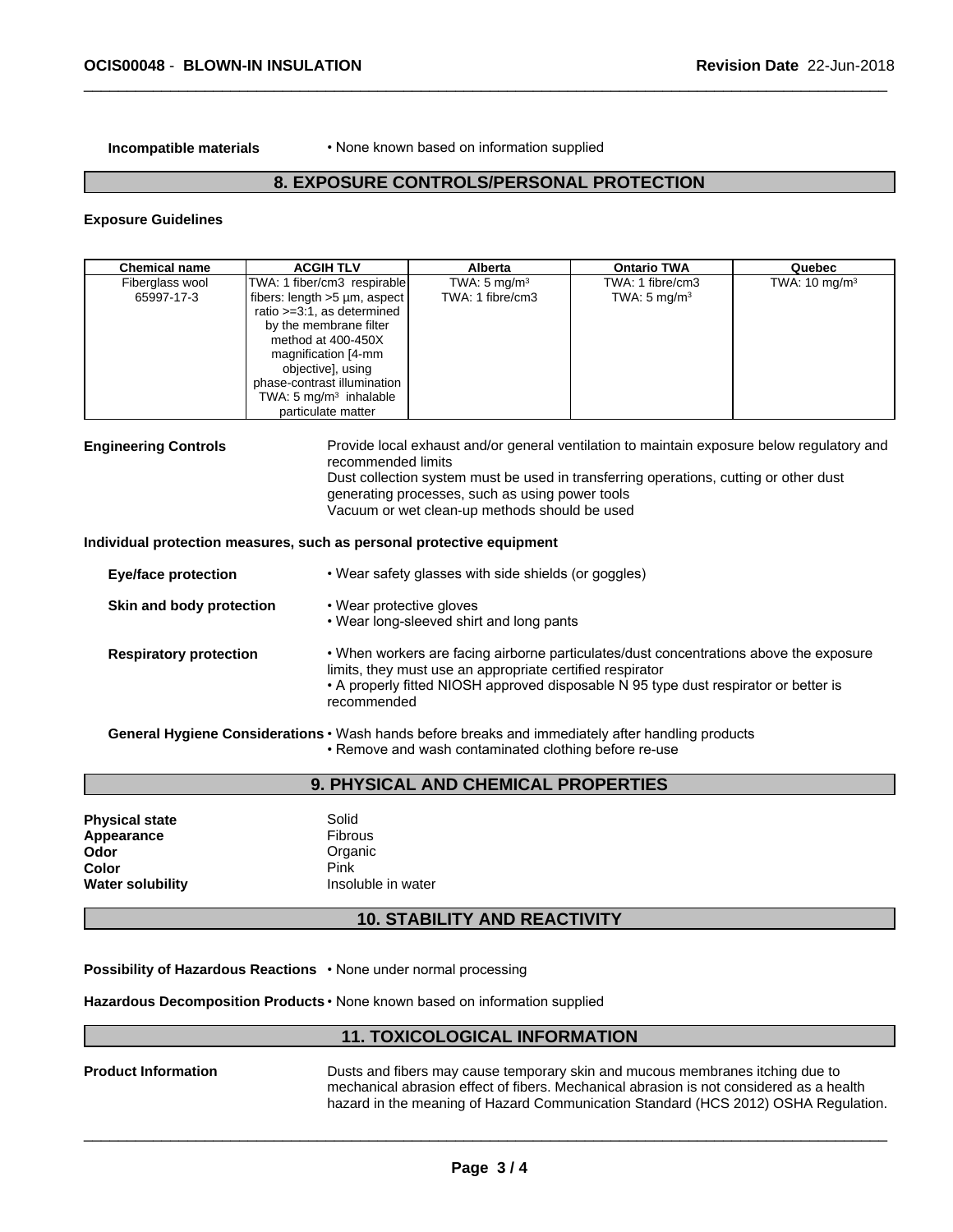**Incompatible materials** • None known based on information supplied

## 8. EXPOSURE CONTROLS/PERSONAL PROTECTION

**Exposure Guidelines**

| Chemical name | ACGIH TLV | Alberta | Ontario TWA | Quebec |
|---|---|---|---|---|
| Fiberglass wool 65997-17-3 | TWA: 1 fiber/cm3 respirable fibers: length >5 µm, aspect ratio >=3:1, as determined by the membrane filter method at 400-450X magnification [4-mm objective], using phase-contrast illumination TWA: 5 mg/m³ inhalable particulate matter | TWA: 5 mg/m³ TWA: 1 fibre/cm3 | TWA: 1 fibre/cm3 TWA: 5 mg/m³ | TWA: 10 mg/m³ |

**Engineering Controls**

Provide local exhaust and/or general ventilation to maintain exposure below regulatory and recommended limits
Dust collection system must be used in transferring operations, cutting or other dust generating processes, such as using power tools
Vacuum or wet clean-up methods should be used

**Individual protection measures, such as personal protective equipment**

**Eye/face protection**
- Wear safety glasses with side shields (or goggles)

**Skin and body protection**
- Wear protective gloves
- Wear long-sleeved shirt and long pants

**Respiratory protection**
- When workers are facing airborne particulates/dust concentrations above the exposure limits, they must use an appropriate certified respirator
- A properly fitted NIOSH approved disposable N 95 type dust respirator or better is recommended

**General Hygiene Considerations**
- Wash hands before breaks and immediately after handling products
- Remove and wash contaminated clothing before re-use

## 9. PHYSICAL AND CHEMICAL PROPERTIES

**Physical state** Solid
**Appearance** Fibrous
**Odor** Organic
**Color** Pink
**Water solubility** Insoluble in water

## 10. STABILITY AND REACTIVITY

**Possibility of Hazardous Reactions** • None under normal processing

**Hazardous Decomposition Products** • None known based on information supplied

## 11. TOXICOLOGICAL INFORMATION

**Product Information**

Dusts and fibers may cause temporary skin and mucous membranes itching due to mechanical abrasion effect of fibers. Mechanical abrasion is not considered as a health hazard in the meaning of Hazard Communication Standard (HCS 2012) OSHA Regulation.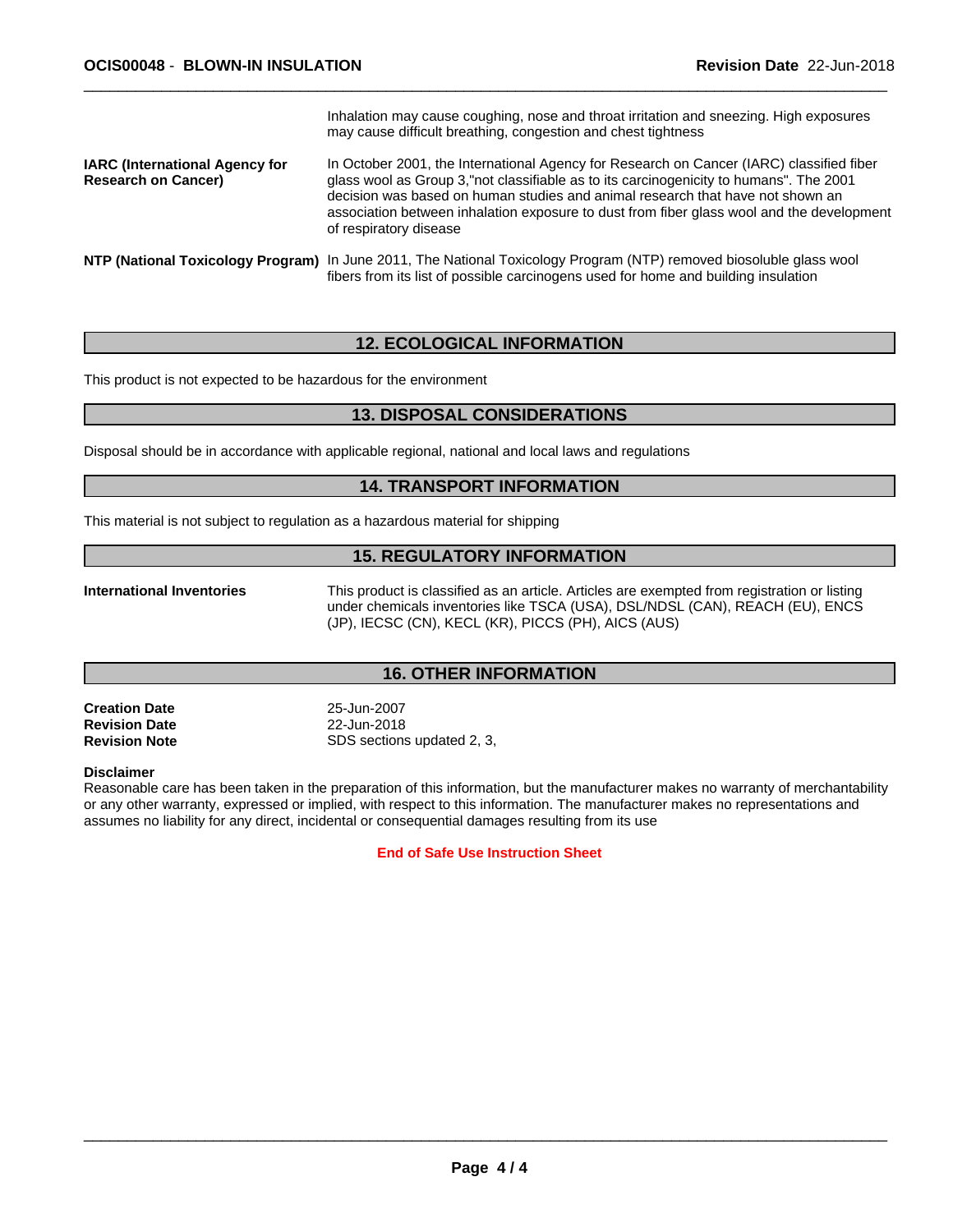| | |
|---|---|
| | Inhalation may cause coughing, nose and throat irritation and sneezing. High exposures may cause difficult breathing, congestion and chest tightness |
| **IARC (International Agency for Research on Cancer)** | In October 2001, the International Agency for Research on Cancer (IARC) classified fiber glass wool as Group 3,"not classifiable as to its carcinogenicity to humans". The 2001 decision was based on human studies and animal research that have not shown an association between inhalation exposure to dust from fiber glass wool and the development of respiratory disease |
| **NTP (National Toxicology Program)** | In June 2011, The National Toxicology Program (NTP) removed biosoluble glass wool fibers from its list of possible carcinogens used for home and building insulation |

## 12. ECOLOGICAL INFORMATION

This product is not expected to be hazardous for the environment

## 13. DISPOSAL CONSIDERATIONS

Disposal should be in accordance with applicable regional, national and local laws and regulations

## 14. TRANSPORT INFORMATION

This material is not subject to regulation as a hazardous material for shipping

## 15. REGULATORY INFORMATION

| | |
|---|---|
| **International Inventories** | This product is classified as an article. Articles are exempted from registration or listing under chemicals inventories like TSCA (USA), DSL/NDSL (CAN), REACH (EU), ENCS (JP), IECSC (CN), KECL (KR), PICCS (PH), AICS (AUS) |

## 16. OTHER INFORMATION

| | |
|---|---|
| **Creation Date** | 25-Jun-2007 |
| **Revision Date** | 22-Jun-2018 |
| **Revision Note** | SDS sections updated 2, 3, |

**Disclaimer**

Reasonable care has been taken in the preparation of this information, but the manufacturer makes no warranty of merchantability or any other warranty, expressed or implied, with respect to this information. The manufacturer makes no representations and assumes no liability for any direct, incidental or consequential damages resulting from its use

**End of Safe Use Instruction Sheet**